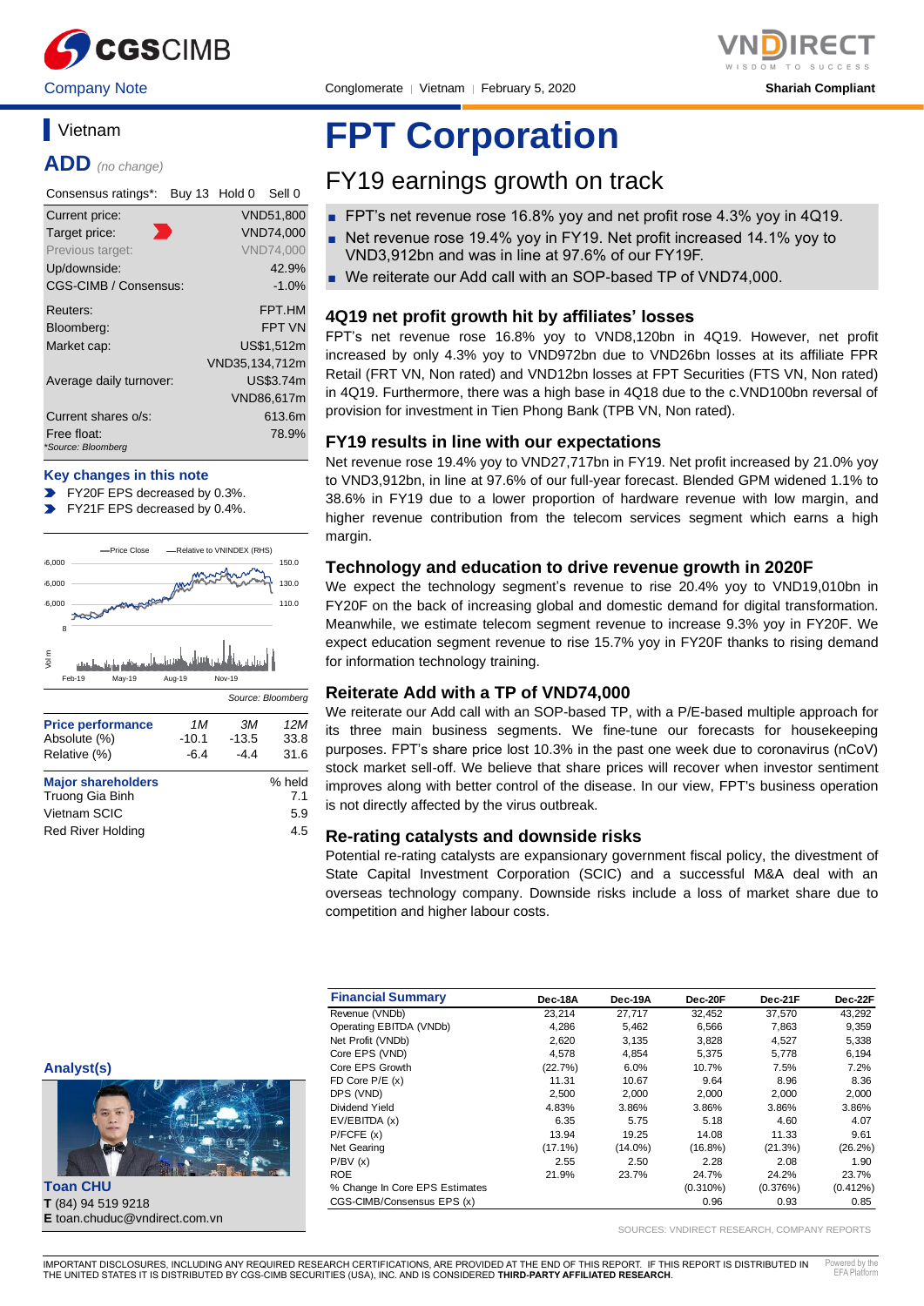Company Note | Conglomerate | Vietnam | February 5, 2020 | Shariah Compliant

## Vietnam

**ADD** *(no change)*

| Consensus ratings*: | Buy 13 | Hold 0 | Sell 0 |
|---|---|---|---|

| | |
|---|---|
| Current price: | VND51,800 |
| Target price: | VND74,000 |
| Previous target: | VND74,000 |
| Up/downside: | 42.9% |
| CGS-CIMB / Consensus: | -1.0% |
| Reuters: | FPT.HM |
| Bloomberg: | FPT VN |
| Market cap: | US$1,512m |
| | VND35,134,712m |
| Average daily turnover: | US$3.74m |
| | VND86,617m |
| Current shares o/s: | 613.6m |
| Free float: | 78.9% |

*Source: Bloomberg

**Key changes in this note**

- FY20F EPS decreased by 0.3%.
- FY21F EPS decreased by 0.4%.

Source: Bloomberg

| Price performance | 1M | 3M | 12M |
|---|---|---|---|
| Absolute (%) | -10.1 | -13.5 | 33.8 |
| Relative (%) | -6.4 | -4.4 | 31.6 |

| Major shareholders | % held |
|---|---|
| Truong Gia Binh | 7.1 |
| Vietnam SCIC | 5.9 |
| Red River Holding | 4.5 |

**Analyst(s)**

**Toan CHU**
**T** (84) 94 519 9218
**E** toan.chuduc@vndirect.com.vn

# FPT Corporation

## FY19 earnings growth on track

- FPT's net revenue rose 16.8% yoy and net profit rose 4.3% yoy in 4Q19.
- Net revenue rose 19.4% yoy in FY19. Net profit increased 14.1% yoy to VND3,912bn and was in line at 97.6% of our FY19F.
- We reiterate our Add call with an SOP-based TP of VND74,000.

### 4Q19 net profit growth hit by affiliates' losses

FPT's net revenue rose 16.8% yoy to VND8,120bn in 4Q19. However, net profit increased by only 4.3% yoy to VND972bn due to VND26bn losses at its affiliate FPR Retail (FRT VN, Non rated) and VND12bn losses at FPT Securities (FTS VN, Non rated) in 4Q19. Furthermore, there was a high base in 4Q18 due to the c.VND100bn reversal of provision for investment in Tien Phong Bank (TPB VN, Non rated).

### FY19 results in line with our expectations

Net revenue rose 19.4% yoy to VND27,717bn in FY19. Net profit increased by 21.0% yoy to VND3,912bn, in line at 97.6% of our full-year forecast. Blended GPM widened 1.1% to 38.6% in FY19 due to a lower proportion of hardware revenue with low margin, and higher revenue contribution from the telecom services segment which earns a high margin.

### Technology and education to drive revenue growth in 2020F

We expect the technology segment's revenue to rise 20.4% yoy to VND19,010bn in FY20F on the back of increasing global and domestic demand for digital transformation. Meanwhile, we estimate telecom segment revenue to increase 9.3% yoy in FY20F. We expect education segment revenue to rise 15.7% yoy in FY20F thanks to rising demand for information technology training.

### Reiterate Add with a TP of VND74,000

We reiterate our Add call with an SOP-based TP, with a P/E-based multiple approach for its three main business segments. We fine-tune our forecasts for housekeeping purposes. FPT's share price lost 10.3% in the past one week due to coronavirus (nCoV) stock market sell-off. We believe that share prices will recover when investor sentiment improves along with better control of the disease. In our view, FPT's business operation is not directly affected by the virus outbreak.

### Re-rating catalysts and downside risks

Potential re-rating catalysts are expansionary government fiscal policy, the divestment of State Capital Investment Corporation (SCIC) and a successful M&A deal with an overseas technology company. Downside risks include a loss of market share due to competition and higher labour costs.

| Financial Summary | Dec-18A | Dec-19A | Dec-20F | Dec-21F | Dec-22F |
|---|---|---|---|---|---|
| Revenue (VNDb) | 23,214 | 27,717 | 32,452 | 37,570 | 43,292 |
| Operating EBITDA (VNDb) | 4,286 | 5,462 | 6,566 | 7,863 | 9,359 |
| Net Profit (VNDb) | 2,620 | 3,135 | 3,828 | 4,527 | 5,338 |
| Core EPS (VND) | 4,578 | 4,854 | 5,375 | 5,778 | 6,194 |
| Core EPS Growth | (22.7%) | 6.0% | 10.7% | 7.5% | 7.2% |
| FD Core P/E (x) | 11.31 | 10.67 | 9.64 | 8.96 | 8.36 |
| DPS (VND) | 2,500 | 2,000 | 2,000 | 2,000 | 2,000 |
| Dividend Yield | 4.83% | 3.86% | 3.86% | 3.86% | 3.86% |
| EV/EBITDA (x) | 6.35 | 5.75 | 5.18 | 4.60 | 4.07 |
| P/FCFE (x) | 13.94 | 19.25 | 14.08 | 11.33 | 9.61 |
| Net Gearing | (17.1%) | (14.0%) | (16.8%) | (21.3%) | (26.2%) |
| P/BV (x) | 2.55 | 2.50 | 2.28 | 2.08 | 1.90 |
| ROE | 21.9% | 23.7% | 24.7% | 24.2% | 23.7% |
| % Change In Core EPS Estimates | | | (0.310%) | (0.376%) | (0.412%) |
| CGS-CIMB/Consensus EPS (x) | | | 0.96 | 0.93 | 0.85 |

SOURCES: VNDIRECT RESEARCH, COMPANY REPORTS

IMPORTANT DISCLOSURES, INCLUDING ANY REQUIRED RESEARCH CERTIFICATIONS, ARE PROVIDED AT THE END OF THIS REPORT. IF THIS REPORT IS DISTRIBUTED IN THE UNITED STATES IT IS DISTRIBUTED BY CGS-CIMB SECURITIES (USA), INC. AND IS CONSIDERED **THIRD-PARTY AFFILIATED RESEARCH**.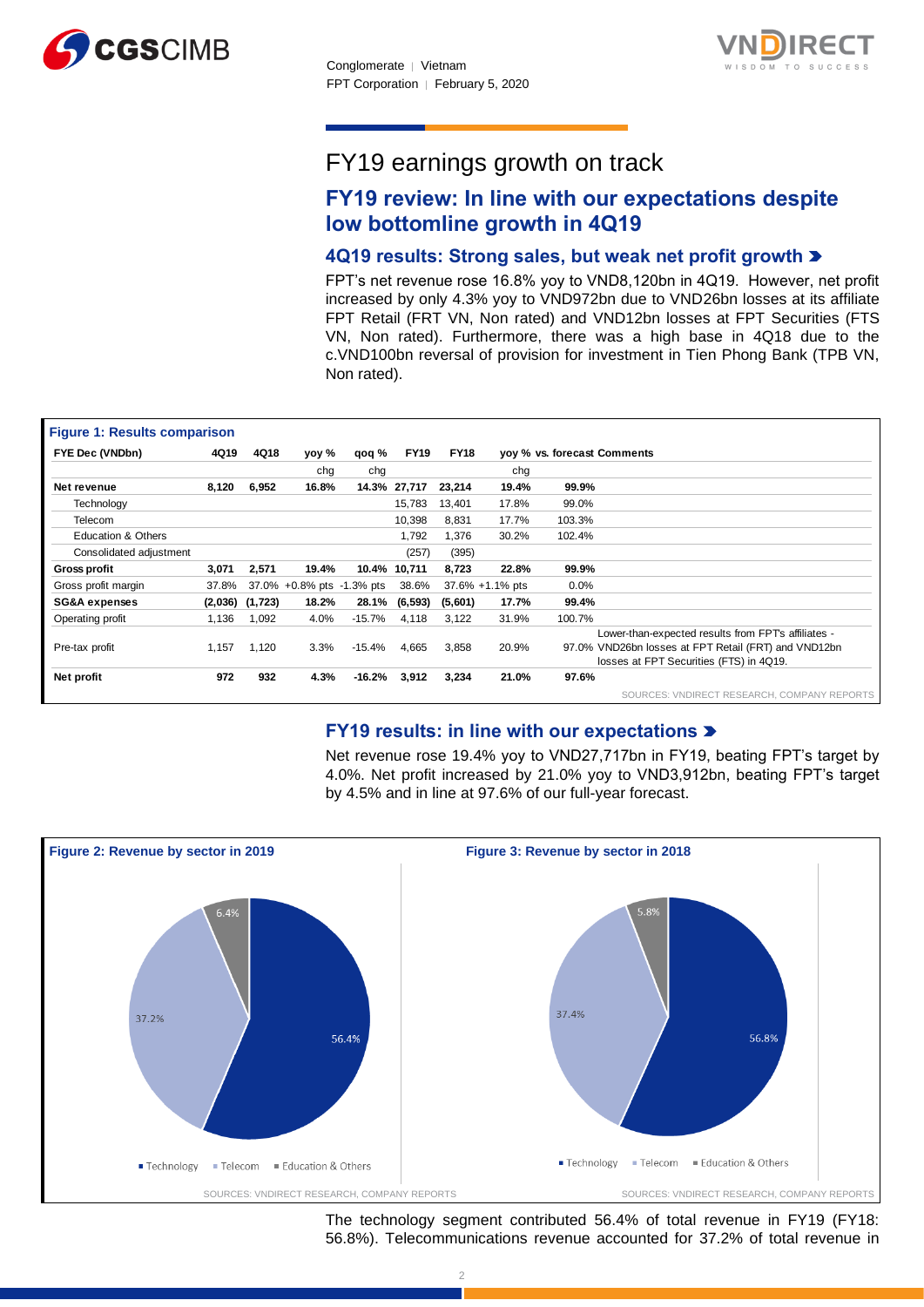# FY19 earnings growth on track

## FY19 review: In line with our expectations despite low bottomline growth in 4Q19

### 4Q19 results: Strong sales, but weak net profit growth

FPT's net revenue rose 16.8% yoy to VND8,120bn in 4Q19. However, net profit increased by only 4.3% yoy to VND972bn due to VND26bn losses at its affiliate FPT Retail (FRT VN, Non rated) and VND12bn losses at FPT Securities (FTS VN, Non rated). Furthermore, there was a high base in 4Q18 due to the c.VND100bn reversal of provision for investment in Tien Phong Bank (TPB VN, Non rated).

**Figure 1: Results comparison**

| FYE Dec (VNDbn) | 4Q19 | 4Q18 | yoy % chg | qoq % chg | FY19 | FY18 | yoy % chg | vs. forecast | Comments |
|---|---|---|---|---|---|---|---|---|---|
| **Net revenue** | **8,120** | **6,952** | **16.8%** | **14.3%** | **27,717** | **23,214** | **19.4%** | **99.9%** | |
| Technology | | | | | 15,783 | 13,401 | 17.8% | 99.0% | |
| Telecom | | | | | 10,398 | 8,831 | 17.7% | 103.3% | |
| Education & Others | | | | | 1,792 | 1,376 | 30.2% | 102.4% | |
| Consolidated adjustment | | | | | (257) | (395) | | | |
| **Gross profit** | **3,071** | **2,571** | **19.4%** | **10.4%** | **10,711** | **8,723** | **22.8%** | **99.9%** | |
| Gross profit margin | 37.8% | 37.0% | +0.8% pts | -1.3% pts | 38.6% | 37.6% | +1.1% pts | 0.0% | |
| **SG&A expenses** | **(2,036)** | **(1,723)** | **18.2%** | **28.1%** | **(6,593)** | **(5,601)** | **17.7%** | **99.4%** | |
| Operating profit | 1,136 | 1,092 | 4.0% | -15.7% | 4,118 | 3,122 | 31.9% | 100.7% | |
| Pre-tax profit | 1,157 | 1,120 | 3.3% | -15.4% | 4,665 | 3,858 | 20.9% | 97.0% | Lower-than-expected results from FPT's affiliates - VND26bn losses at FPT Retail (FRT) and VND12bn losses at FPT Securities (FTS) in 4Q19. |
| **Net profit** | **972** | **932** | **4.3%** | **-16.2%** | **3,912** | **3,234** | **21.0%** | **97.6%** | |

SOURCES: VNDIRECT RESEARCH, COMPANY REPORTS

### FY19 results: in line with our expectations

Net revenue rose 19.4% yoy to VND27,717bn in FY19, beating FPT's target by 4.0%. Net profit increased by 21.0% yoy to VND3,912bn, beating FPT's target by 4.5% and in line at 97.6% of our full-year forecast.

**Figure 2: Revenue by sector in 2019**

| Sector | Share |
|---|---|
| Technology | 56.4% |
| Telecom | 37.2% |
| Education & Others | 6.4% |

SOURCES: VNDIRECT RESEARCH, COMPANY REPORTS

**Figure 3: Revenue by sector in 2018**

| Sector | Share |
|---|---|
| Technology | 56.8% |
| Telecom | 37.4% |
| Education & Others | 5.8% |

SOURCES: VNDIRECT RESEARCH, COMPANY REPORTS

The technology segment contributed 56.4% of total revenue in FY19 (FY18: 56.8%). Telecommunications revenue accounted for 37.2% of total revenue in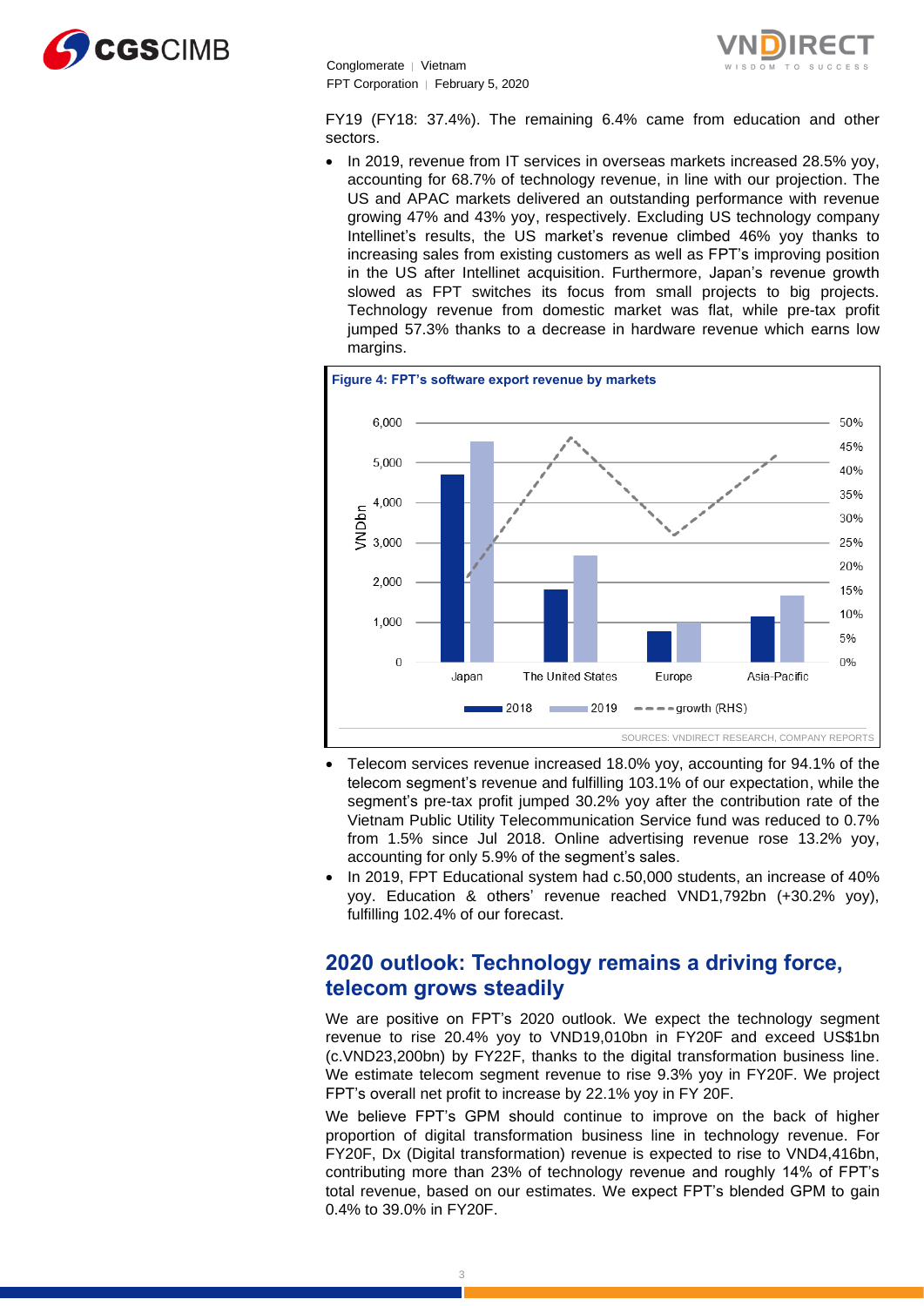FY19 (FY18: 37.4%). The remaining 6.4% came from education and other sectors.

- In 2019, revenue from IT services in overseas markets increased 28.5% yoy, accounting for 68.7% of technology revenue, in line with our projection. The US and APAC markets delivered an outstanding performance with revenue growing 47% and 43% yoy, respectively. Excluding US technology company Intellinet's results, the US market's revenue climbed 46% yoy thanks to increasing sales from existing customers as well as FPT's improving position in the US after Intellinet acquisition. Furthermore, Japan's revenue growth slowed as FPT switches its focus from small projects to big projects. Technology revenue from domestic market was flat, while pre-tax profit jumped 57.3% thanks to a decrease in hardware revenue which earns low margins.

**Figure 4: FPT's software export revenue by markets**

SOURCES: VNDIRECT RESEARCH, COMPANY REPORTS

- Telecom services revenue increased 18.0% yoy, accounting for 94.1% of the telecom segment's revenue and fulfilling 103.1% of our expectation, while the segment's pre-tax profit jumped 30.2% yoy after the contribution rate of the Vietnam Public Utility Telecommunication Service fund was reduced to 0.7% from 1.5% since Jul 2018. Online advertising revenue rose 13.2% yoy, accounting for only 5.9% of the segment's sales.
- In 2019, FPT Educational system had c.50,000 students, an increase of 40% yoy. Education & others' revenue reached VND1,792bn (+30.2% yoy), fulfilling 102.4% of our forecast.

## 2020 outlook: Technology remains a driving force, telecom grows steadily

We are positive on FPT's 2020 outlook. We expect the technology segment revenue to rise 20.4% yoy to VND19,010bn in FY20F and exceed US$1bn (c.VND23,200bn) by FY22F, thanks to the digital transformation business line. We estimate telecom segment revenue to rise 9.3% yoy in FY20F. We project FPT's overall net profit to increase by 22.1% yoy in FY 20F.

We believe FPT's GPM should continue to improve on the back of higher proportion of digital transformation business line in technology revenue. For FY20F, Dx (Digital transformation) revenue is expected to rise to VND4,416bn, contributing more than 23% of technology revenue and roughly 14% of FPT's total revenue, based on our estimates. We expect FPT's blended GPM to gain 0.4% to 39.0% in FY20F.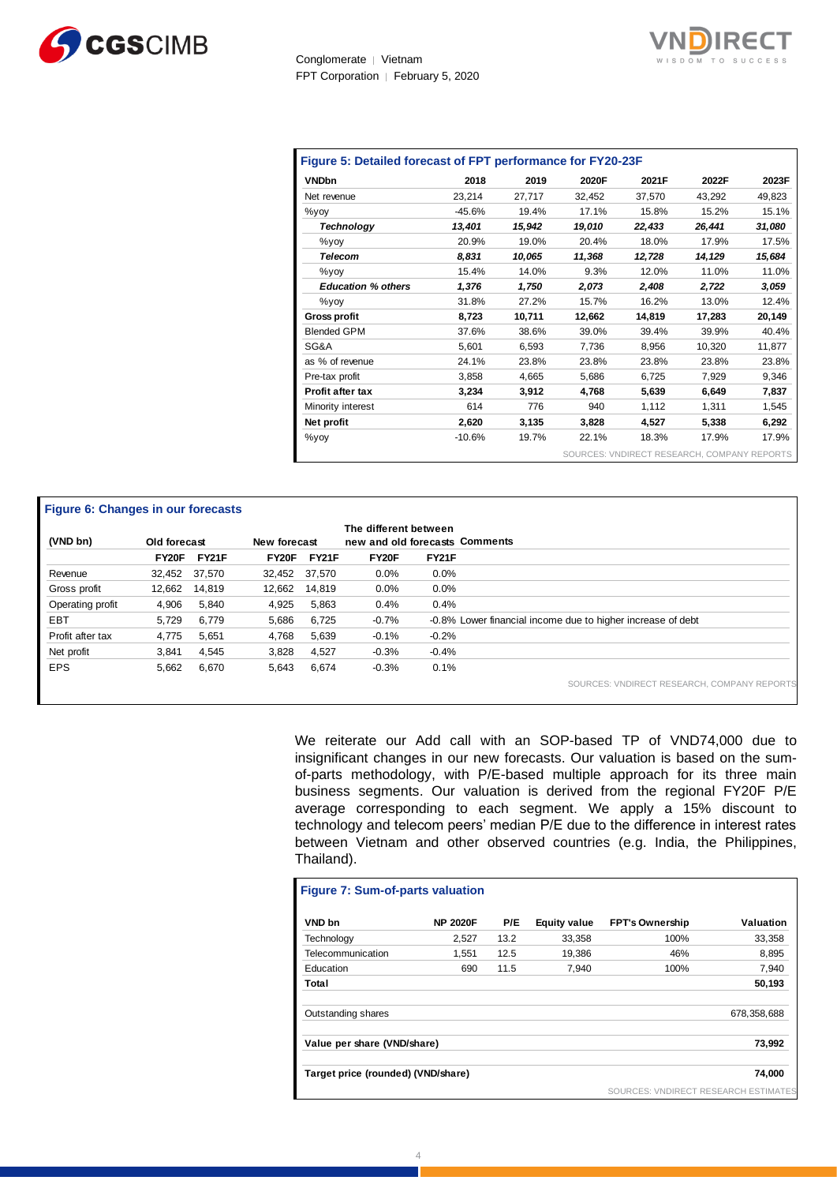**Figure 5: Detailed forecast of FPT performance for FY20-23F**

| VNDbn | 2018 | 2019 | 2020F | 2021F | 2022F | 2023F |
|---|---|---|---|---|---|---|
| Net revenue | 23,214 | 27,717 | 32,452 | 37,570 | 43,292 | 49,823 |
| %yoy | -45.6% | 19.4% | 17.1% | 15.8% | 15.2% | 15.1% |
| ***Technology*** | *13,401* | *15,942* | *19,010* | *22,433* | *26,441* | *31,080* |
| %yoy | 20.9% | 19.0% | 20.4% | 18.0% | 17.9% | 17.5% |
| ***Telecom*** | *8,831* | *10,065* | *11,368* | *12,728* | *14,129* | *15,684* |
| %yoy | 15.4% | 14.0% | 9.3% | 12.0% | 11.0% | 11.0% |
| ***Education % others*** | *1,376* | *1,750* | *2,073* | *2,408* | *2,722* | *3,059* |
| %yoy | 31.8% | 27.2% | 15.7% | 16.2% | 13.0% | 12.4% |
| **Gross profit** | **8,723** | **10,711** | **12,662** | **14,819** | **17,283** | **20,149** |
| Blended GPM | 37.6% | 38.6% | 39.0% | 39.4% | 39.9% | 40.4% |
| SG&A | 5,601 | 6,593 | 7,736 | 8,956 | 10,320 | 11,877 |
| as % of revenue | 24.1% | 23.8% | 23.8% | 23.8% | 23.8% | 23.8% |
| Pre-tax profit | 3,858 | 4,665 | 5,686 | 6,725 | 7,929 | 9,346 |
| **Profit after tax** | **3,234** | **3,912** | **4,768** | **5,639** | **6,649** | **7,837** |
| Minority interest | 614 | 776 | 940 | 1,112 | 1,311 | 1,545 |
| **Net profit** | **2,620** | **3,135** | **3,828** | **4,527** | **5,338** | **6,292** |
| %yoy | -10.6% | 19.7% | 22.1% | 18.3% | 17.9% | 17.9% |

SOURCES: VNDIRECT RESEARCH, COMPANY REPORTS

**Figure 6: Changes in our forecasts**

| (VND bn) | Old forecast | | New forecast | | The different between new and old forecasts | | Comments |
|---|---|---|---|---|---|---|---|
| | FY20F | FY21F | FY20F | FY21F | FY20F | FY21F | |
| Revenue | 32,452 | 37,570 | 32,452 | 37,570 | 0.0% | 0.0% | |
| Gross profit | 12,662 | 14,819 | 12,662 | 14,819 | 0.0% | 0.0% | |
| Operating profit | 4,906 | 5,840 | 4,925 | 5,863 | 0.4% | 0.4% | |
| EBT | 5,729 | 6,779 | 5,686 | 6,725 | -0.7% | -0.8% | Lower financial income due to higher increase of debt |
| Profit after tax | 4,775 | 5,651 | 4,768 | 5,639 | -0.1% | -0.2% | |
| Net profit | 3,841 | 4,545 | 3,828 | 4,527 | -0.3% | -0.4% | |
| EPS | 5,662 | 6,670 | 5,643 | 6,674 | -0.3% | 0.1% | |

SOURCES: VNDIRECT RESEARCH, COMPANY REPORTS

We reiterate our Add call with an SOP-based TP of VND74,000 due to insignificant changes in our new forecasts. Our valuation is based on the sum-of-parts methodology, with P/E-based multiple approach for its three main business segments. Our valuation is derived from the regional FY20F P/E average corresponding to each segment. We apply a 15% discount to technology and telecom peers' median P/E due to the difference in interest rates between Vietnam and other observed countries (e.g. India, the Philippines, Thailand).

**Figure 7: Sum-of-parts valuation**

| VND bn | NP 2020F | P/E | Equity value | FPT's Ownership | Valuation |
|---|---|---|---|---|---|
| Technology | 2,527 | 13.2 | 33,358 | 100% | 33,358 |
| Telecommunication | 1,551 | 12.5 | 19,386 | 46% | 8,895 |
| Education | 690 | 11.5 | 7,940 | 100% | 7,940 |
| **Total** | | | | | **50,193** |
| Outstanding shares | | | | | 678,358,688 |
| **Value per share (VND/share)** | | | | | **73,992** |
| **Target price (rounded) (VND/share)** | | | | | **74,000** |

SOURCES: VNDIRECT RESEARCH ESTIMATES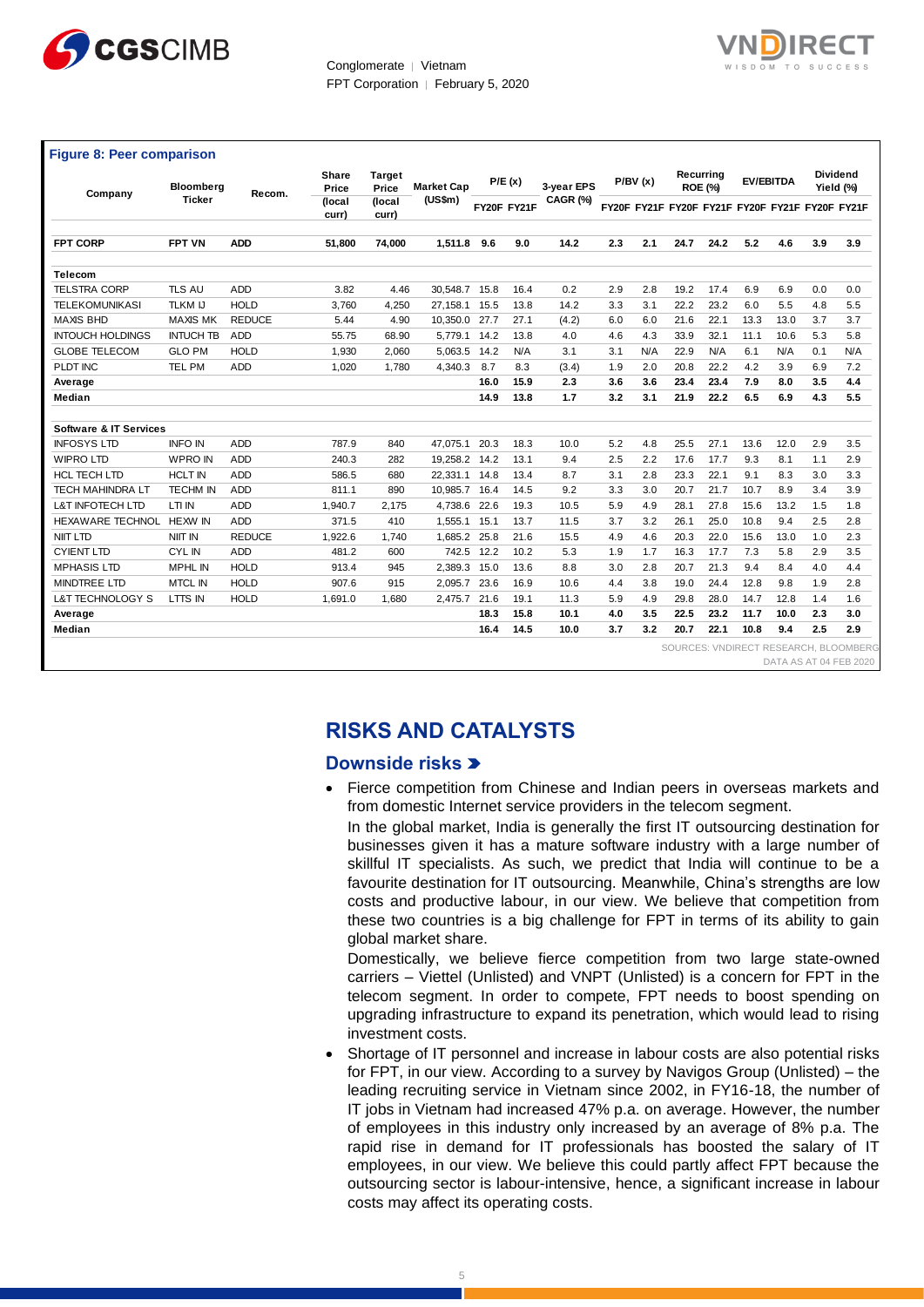**Figure 8: Peer comparison**

| Company | Bloomberg Ticker | Recom. | Share Price (local curr) | Target Price (local curr) | Market Cap (US$m) | P/E (x) | | 3-year EPS CAGR (%) | P/BV (x) | | Recurring ROE (%) | | EV/EBITDA | | Dividend Yield (%) | |
|---|---|---|---|---|---|---|---|---|---|---|---|---|---|---|---|---|
| | | | | | | FY20F | FY21F | | FY20F | FY21F | FY20F | FY21F | FY20F | FY21F | FY20F | FY21F |
| **FPT CORP** | **FPT VN** | **ADD** | **51,800** | **74,000** | **1,511.8** | **9.6** | **9.0** | **14.2** | **2.3** | **2.1** | **24.7** | **24.2** | **5.2** | **4.6** | **3.9** | **3.9** |
| **Telecom** | | | | | | | | | | | | | | | | |
| TELSTRA CORP | TLS AU | ADD | 3.82 | 4.46 | 30,548.7 | 15.8 | 16.4 | 0.2 | 2.9 | 2.8 | 19.2 | 17.4 | 6.9 | 6.9 | 0.0 | 0.0 |
| TELEKOMUNIKASI | TLKM IJ | HOLD | 3,760 | 4,250 | 27,158.1 | 15.5 | 13.8 | 14.2 | 3.3 | 3.1 | 22.2 | 23.2 | 6.0 | 5.5 | 4.8 | 5.5 |
| MAXIS BHD | MAXIS MK | REDUCE | 5.44 | 4.90 | 10,350.0 | 27.7 | 27.1 | (4.2) | 6.0 | 6.0 | 21.6 | 22.1 | 13.3 | 13.0 | 3.7 | 3.7 |
| INTOUCH HOLDINGS | INTUCH TB | ADD | 55.75 | 68.90 | 5,779.1 | 14.2 | 13.8 | 4.0 | 4.6 | 4.3 | 33.9 | 32.1 | 11.1 | 10.6 | 5.3 | 5.8 |
| GLOBE TELECOM | GLO PM | HOLD | 1,930 | 2,060 | 5,063.5 | 14.2 | N/A | 3.1 | 3.1 | N/A | 22.9 | N/A | 6.1 | N/A | 0.1 | N/A |
| PLDT INC | TEL PM | ADD | 1,020 | 1,780 | 4,340.3 | 8.7 | 8.3 | (3.4) | 1.9 | 2.0 | 20.8 | 22.2 | 4.2 | 3.9 | 6.9 | 7.2 |
| **Average** | | | | | | **16.0** | **15.9** | **2.3** | **3.6** | **3.6** | **23.4** | **23.4** | **7.9** | **8.0** | **3.5** | **4.4** |
| **Median** | | | | | | **14.9** | **13.8** | **1.7** | **3.2** | **3.1** | **21.9** | **22.2** | **6.5** | **6.9** | **4.3** | **5.5** |
| **Software & IT Services** | | | | | | | | | | | | | | | | |
| INFOSYS LTD | INFO IN | ADD | 787.9 | 840 | 47,075.1 | 20.3 | 18.3 | 10.0 | 5.2 | 4.8 | 25.5 | 27.1 | 13.6 | 12.0 | 2.9 | 3.5 |
| WIPRO LTD | WPRO IN | ADD | 240.3 | 282 | 19,258.2 | 14.2 | 13.1 | 9.4 | 2.5 | 2.2 | 17.6 | 17.7 | 9.3 | 8.1 | 1.1 | 2.9 |
| HCL TECH LTD | HCLT IN | ADD | 586.5 | 680 | 22,331.1 | 14.8 | 13.4 | 8.7 | 3.1 | 2.8 | 23.3 | 22.1 | 9.1 | 8.3 | 3.0 | 3.3 |
| TECH MAHINDRA LT | TECHM IN | ADD | 811.1 | 890 | 10,985.7 | 16.4 | 14.5 | 9.2 | 3.3 | 3.0 | 20.7 | 21.7 | 10.7 | 8.9 | 3.4 | 3.9 |
| L&T INFOTECH LTD | LTI IN | ADD | 1,940.7 | 2,175 | 4,738.6 | 22.6 | 19.3 | 10.5 | 5.9 | 4.9 | 28.1 | 27.8 | 15.6 | 13.2 | 1.5 | 1.8 |
| HEXAWARE TECHNOL | HEXW IN | ADD | 371.5 | 410 | 1,555.1 | 15.1 | 13.7 | 11.5 | 3.7 | 3.2 | 26.1 | 25.0 | 10.8 | 9.4 | 2.5 | 2.8 |
| NIIT LTD | NIIT IN | REDUCE | 1,922.6 | 1,740 | 1,685.2 | 25.8 | 21.6 | 15.5 | 4.9 | 4.6 | 20.3 | 22.0 | 15.6 | 13.0 | 1.0 | 2.3 |
| CYIENT LTD | CYL IN | ADD | 481.2 | 600 | 742.5 | 12.2 | 10.2 | 5.3 | 1.9 | 1.7 | 16.3 | 17.7 | 7.3 | 5.8 | 2.9 | 3.5 |
| MPHASIS LTD | MPHL IN | HOLD | 913.4 | 945 | 2,389.3 | 15.0 | 13.6 | 8.8 | 3.0 | 2.8 | 20.7 | 21.3 | 9.4 | 8.4 | 4.0 | 4.4 |
| MINDTREE LTD | MTCL IN | HOLD | 907.6 | 915 | 2,095.7 | 23.6 | 16.9 | 10.6 | 4.4 | 3.8 | 19.0 | 24.4 | 12.8 | 9.8 | 1.9 | 2.8 |
| L&T TECHNOLOGY S | LTTS IN | HOLD | 1,691.0 | 1,680 | 2,475.7 | 21.6 | 19.1 | 11.3 | 5.9 | 4.9 | 29.8 | 28.0 | 14.7 | 12.8 | 1.4 | 1.6 |
| **Average** | | | | | | **18.3** | **15.8** | **10.1** | **4.0** | **3.5** | **22.5** | **23.2** | **11.7** | **10.0** | **2.3** | **3.0** |
| **Median** | | | | | | **16.4** | **14.5** | **10.0** | **3.7** | **3.2** | **20.7** | **22.1** | **10.8** | **9.4** | **2.5** | **2.9** |

SOURCES: VNDIRECT RESEARCH, BLOOMBERG
DATA AS AT 04 FEB 2020

# RISKS AND CATALYSTS

## Downside risks

- Fierce competition from Chinese and Indian peers in overseas markets and from domestic Internet service providers in the telecom segment.

  In the global market, India is generally the first IT outsourcing destination for businesses given it has a mature software industry with a large number of skillful IT specialists. As such, we predict that India will continue to be a favourite destination for IT outsourcing. Meanwhile, China's strengths are low costs and productive labour, in our view. We believe that competition from these two countries is a big challenge for FPT in terms of its ability to gain global market share.

  Domestically, we believe fierce competition from two large state-owned carriers – Viettel (Unlisted) and VNPT (Unlisted) is a concern for FPT in the telecom segment. In order to compete, FPT needs to boost spending on upgrading infrastructure to expand its penetration, which would lead to rising investment costs.

- Shortage of IT personnel and increase in labour costs are also potential risks for FPT, in our view. According to a survey by Navigos Group (Unlisted) – the leading recruiting service in Vietnam since 2002, in FY16-18, the number of IT jobs in Vietnam had increased 47% p.a. on average. However, the number of employees in this industry only increased by an average of 8% p.a. The rapid rise in demand for IT professionals has boosted the salary of IT employees, in our view. We believe this could partly affect FPT because the outsourcing sector is labour-intensive, hence, a significant increase in labour costs may affect its operating costs.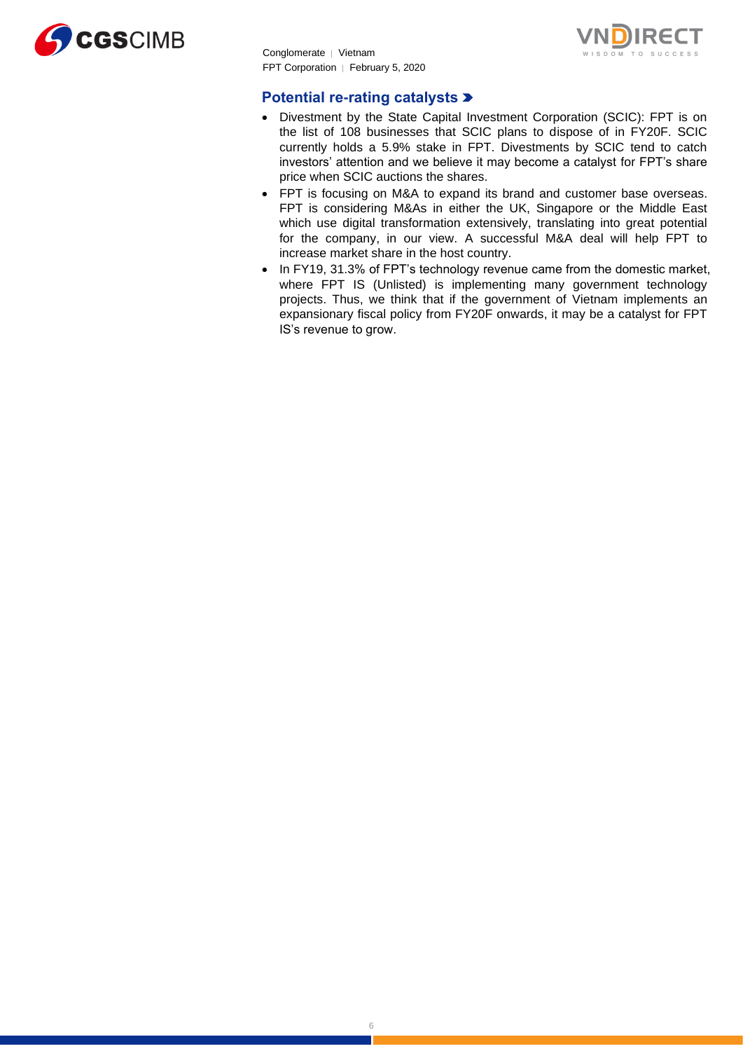## Potential re-rating catalysts

- Divestment by the State Capital Investment Corporation (SCIC): FPT is on the list of 108 businesses that SCIC plans to dispose of in FY20F. SCIC currently holds a 5.9% stake in FPT. Divestments by SCIC tend to catch investors' attention and we believe it may become a catalyst for FPT's share price when SCIC auctions the shares.
- FPT is focusing on M&A to expand its brand and customer base overseas. FPT is considering M&As in either the UK, Singapore or the Middle East which use digital transformation extensively, translating into great potential for the company, in our view. A successful M&A deal will help FPT to increase market share in the host country.
- In FY19, 31.3% of FPT's technology revenue came from the domestic market, where FPT IS (Unlisted) is implementing many government technology projects. Thus, we think that if the government of Vietnam implements an expansionary fiscal policy from FY20F onwards, it may be a catalyst for FPT IS's revenue to grow.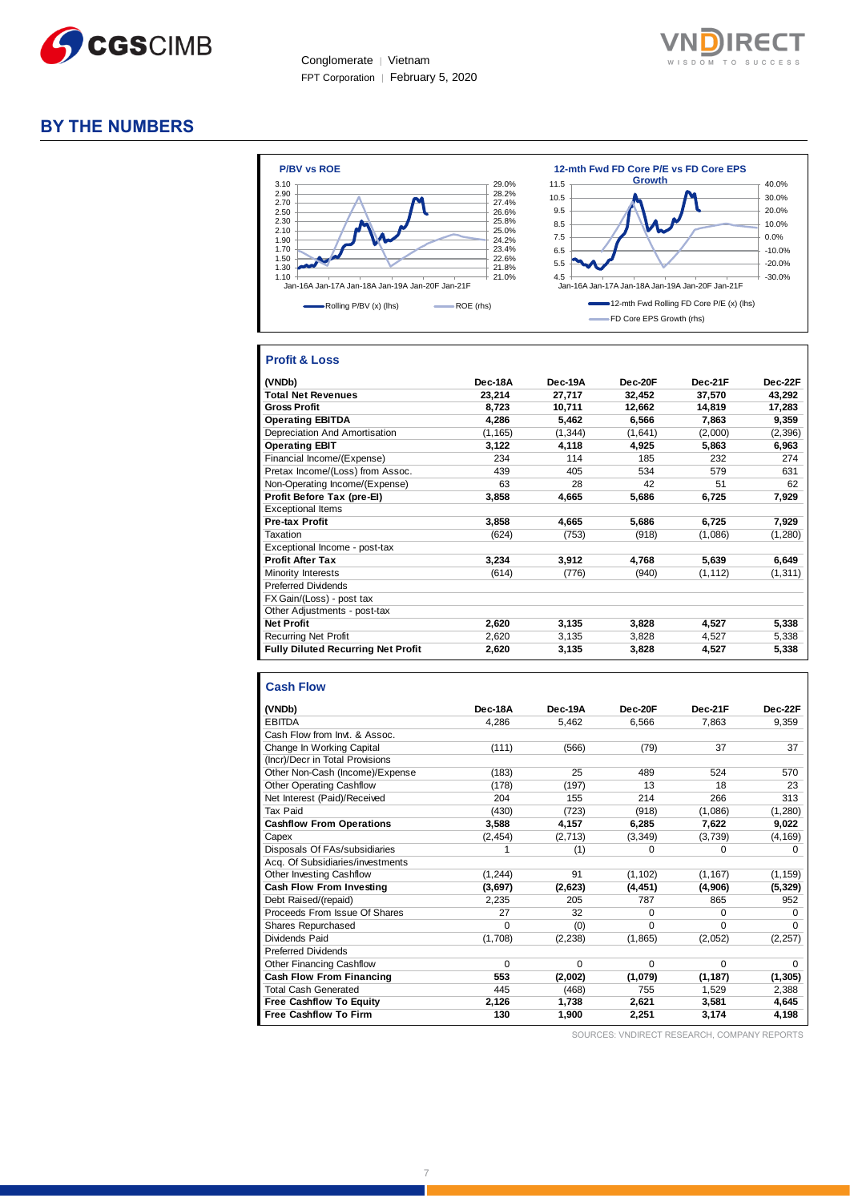## BY THE NUMBERS

**P/BV vs ROE**

Rolling P/BV (x) (lhs) — ROE (rhs)

**12-mth Fwd FD Core P/E vs FD Core EPS Growth**

12-mth Fwd Rolling FD Core P/E (x) (lhs) — FD Core EPS Growth (rhs)

### Profit & Loss

| (VNDb) | Dec-18A | Dec-19A | Dec-20F | Dec-21F | Dec-22F |
|---|---|---|---|---|---|
| **Total Net Revenues** | **23,214** | **27,717** | **32,452** | **37,570** | **43,292** |
| **Gross Profit** | **8,723** | **10,711** | **12,662** | **14,819** | **17,283** |
| **Operating EBITDA** | **4,286** | **5,462** | **6,566** | **7,863** | **9,359** |
| Depreciation And Amortisation | (1,165) | (1,344) | (1,641) | (2,000) | (2,396) |
| **Operating EBIT** | **3,122** | **4,118** | **4,925** | **5,863** | **6,963** |
| Financial Income/(Expense) | 234 | 114 | 185 | 232 | 274 |
| Pretax Income/(Loss) from Assoc. | 439 | 405 | 534 | 579 | 631 |
| Non-Operating Income/(Expense) | 63 | 28 | 42 | 51 | 62 |
| **Profit Before Tax (pre-EI)** | **3,858** | **4,665** | **5,686** | **6,725** | **7,929** |
| Exceptional Items | | | | | |
| **Pre-tax Profit** | **3,858** | **4,665** | **5,686** | **6,725** | **7,929** |
| Taxation | (624) | (753) | (918) | (1,086) | (1,280) |
| Exceptional Income - post-tax | | | | | |
| **Profit After Tax** | **3,234** | **3,912** | **4,768** | **5,639** | **6,649** |
| Minority Interests | (614) | (776) | (940) | (1,112) | (1,311) |
| Preferred Dividends | | | | | |
| FX Gain/(Loss) - post tax | | | | | |
| Other Adjustments - post-tax | | | | | |
| **Net Profit** | **2,620** | **3,135** | **3,828** | **4,527** | **5,338** |
| Recurring Net Profit | 2,620 | 3,135 | 3,828 | 4,527 | 5,338 |
| **Fully Diluted Recurring Net Profit** | **2,620** | **3,135** | **3,828** | **4,527** | **5,338** |

### Cash Flow

| (VNDb) | Dec-18A | Dec-19A | Dec-20F | Dec-21F | Dec-22F |
|---|---|---|---|---|---|
| EBITDA | 4,286 | 5,462 | 6,566 | 7,863 | 9,359 |
| Cash Flow from Invt. & Assoc. | | | | | |
| Change In Working Capital | (111) | (566) | (79) | 37 | 37 |
| (Incr)/Decr in Total Provisions | | | | | |
| Other Non-Cash (Income)/Expense | (183) | 25 | 489 | 524 | 570 |
| Other Operating Cashflow | (178) | (197) | 13 | 18 | 23 |
| Net Interest (Paid)/Received | 204 | 155 | 214 | 266 | 313 |
| Tax Paid | (430) | (723) | (918) | (1,086) | (1,280) |
| **Cashflow From Operations** | **3,588** | **4,157** | **6,285** | **7,622** | **9,022** |
| Capex | (2,454) | (2,713) | (3,349) | (3,739) | (4,169) |
| Disposals Of FAs/subsidiaries | 1 | (1) | 0 | 0 | 0 |
| Acq. Of Subsidiaries/investments | | | | | |
| Other Investing Cashflow | (1,244) | 91 | (1,102) | (1,167) | (1,159) |
| **Cash Flow From Investing** | **(3,697)** | **(2,623)** | **(4,451)** | **(4,906)** | **(5,329)** |
| Debt Raised/(repaid) | 2,235 | 205 | 787 | 865 | 952 |
| Proceeds From Issue Of Shares | 27 | 32 | 0 | 0 | 0 |
| Shares Repurchased | 0 | (0) | 0 | 0 | 0 |
| Dividends Paid | (1,708) | (2,238) | (1,865) | (2,052) | (2,257) |
| Preferred Dividends | | | | | |
| Other Financing Cashflow | 0 | 0 | 0 | 0 | 0 |
| **Cash Flow From Financing** | **553** | **(2,002)** | **(1,079)** | **(1,187)** | **(1,305)** |
| Total Cash Generated | 445 | (468) | 755 | 1,529 | 2,388 |
| **Free Cashflow To Equity** | **2,126** | **1,738** | **2,621** | **3,581** | **4,645** |
| **Free Cashflow To Firm** | **130** | **1,900** | **2,251** | **3,174** | **4,198** |

SOURCES: VNDIRECT RESEARCH, COMPANY REPORTS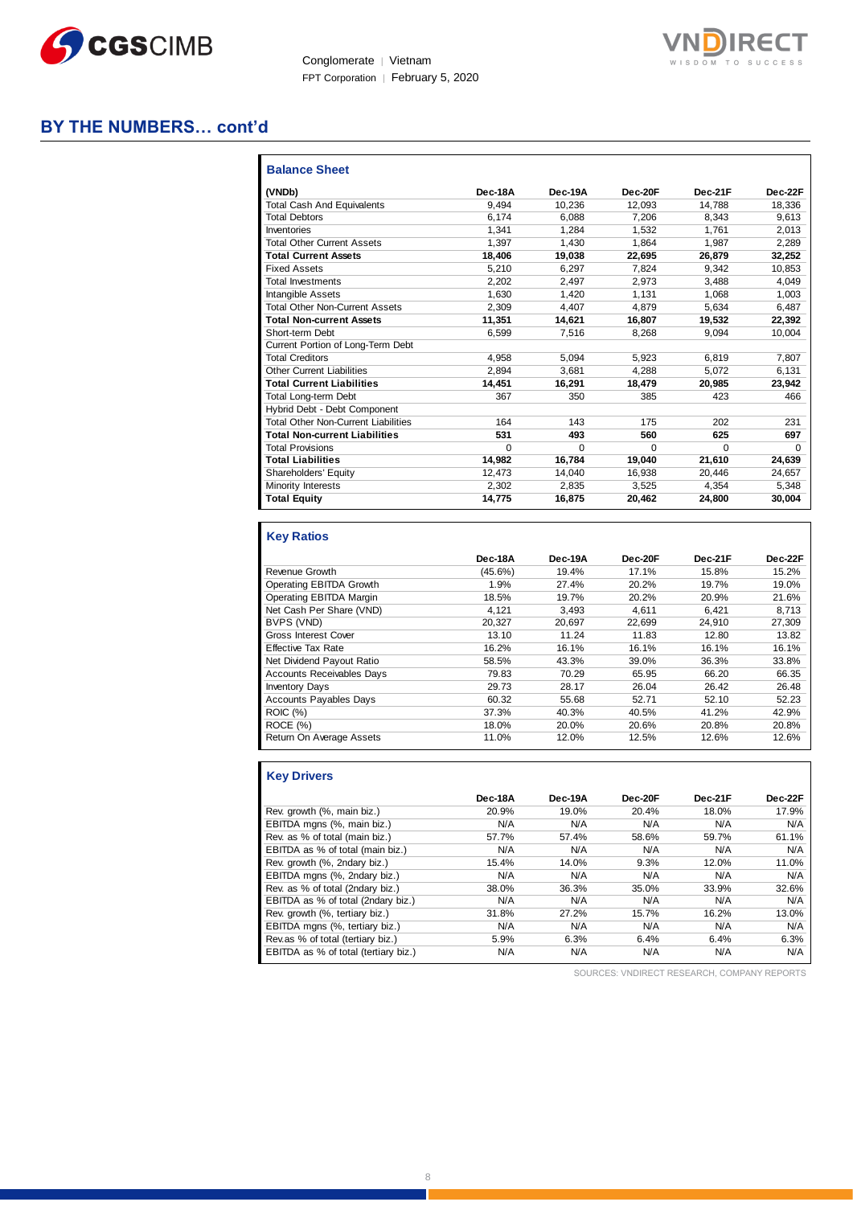## BY THE NUMBERS… cont'd

### Balance Sheet

| (VNDb) | Dec-18A | Dec-19A | Dec-20F | Dec-21F | Dec-22F |
|---|---|---|---|---|---|
| Total Cash And Equivalents | 9,494 | 10,236 | 12,093 | 14,788 | 18,336 |
| Total Debtors | 6,174 | 6,088 | 7,206 | 8,343 | 9,613 |
| Inventories | 1,341 | 1,284 | 1,532 | 1,761 | 2,013 |
| Total Other Current Assets | 1,397 | 1,430 | 1,864 | 1,987 | 2,289 |
| **Total Current Assets** | **18,406** | **19,038** | **22,695** | **26,879** | **32,252** |
| Fixed Assets | 5,210 | 6,297 | 7,824 | 9,342 | 10,853 |
| Total Investments | 2,202 | 2,497 | 2,973 | 3,488 | 4,049 |
| Intangible Assets | 1,630 | 1,420 | 1,131 | 1,068 | 1,003 |
| Total Other Non-Current Assets | 2,309 | 4,407 | 4,879 | 5,634 | 6,487 |
| **Total Non-current Assets** | **11,351** | **14,621** | **16,807** | **19,532** | **22,392** |
| Short-term Debt | 6,599 | 7,516 | 8,268 | 9,094 | 10,004 |
| Current Portion of Long-Term Debt | | | | | |
| Total Creditors | 4,958 | 5,094 | 5,923 | 6,819 | 7,807 |
| Other Current Liabilities | 2,894 | 3,681 | 4,288 | 5,072 | 6,131 |
| **Total Current Liabilities** | **14,451** | **16,291** | **18,479** | **20,985** | **23,942** |
| Total Long-term Debt | 367 | 350 | 385 | 423 | 466 |
| Hybrid Debt - Debt Component | | | | | |
| Total Other Non-Current Liabilities | 164 | 143 | 175 | 202 | 231 |
| **Total Non-current Liabilities** | **531** | **493** | **560** | **625** | **697** |
| Total Provisions | 0 | 0 | 0 | 0 | 0 |
| **Total Liabilities** | **14,982** | **16,784** | **19,040** | **21,610** | **24,639** |
| Shareholders' Equity | 12,473 | 14,040 | 16,938 | 20,446 | 24,657 |
| Minority Interests | 2,302 | 2,835 | 3,525 | 4,354 | 5,348 |
| **Total Equity** | **14,775** | **16,875** | **20,462** | **24,800** | **30,004** |

### Key Ratios

| | Dec-18A | Dec-19A | Dec-20F | Dec-21F | Dec-22F |
|---|---|---|---|---|---|
| Revenue Growth | (45.6%) | 19.4% | 17.1% | 15.8% | 15.2% |
| Operating EBITDA Growth | 1.9% | 27.4% | 20.2% | 19.7% | 19.0% |
| Operating EBITDA Margin | 18.5% | 19.7% | 20.2% | 20.9% | 21.6% |
| Net Cash Per Share (VND) | 4,121 | 3,493 | 4,611 | 6,421 | 8,713 |
| BVPS (VND) | 20,327 | 20,697 | 22,699 | 24,910 | 27,309 |
| Gross Interest Cover | 13.10 | 11.24 | 11.83 | 12.80 | 13.82 |
| Effective Tax Rate | 16.2% | 16.1% | 16.1% | 16.1% | 16.1% |
| Net Dividend Payout Ratio | 58.5% | 43.3% | 39.0% | 36.3% | 33.8% |
| Accounts Receivables Days | 79.83 | 70.29 | 65.95 | 66.20 | 66.35 |
| Inventory Days | 29.73 | 28.17 | 26.04 | 26.42 | 26.48 |
| Accounts Payables Days | 60.32 | 55.68 | 52.71 | 52.10 | 52.23 |
| ROIC (%) | 37.3% | 40.3% | 40.5% | 41.2% | 42.9% |
| ROCE (%) | 18.0% | 20.0% | 20.6% | 20.8% | 20.8% |
| Return On Average Assets | 11.0% | 12.0% | 12.5% | 12.6% | 12.6% |

### Key Drivers

| | Dec-18A | Dec-19A | Dec-20F | Dec-21F | Dec-22F |
|---|---|---|---|---|---|
| Rev. growth (%, main biz.) | 20.9% | 19.0% | 20.4% | 18.0% | 17.9% |
| EBITDA mgns (%, main biz.) | N/A | N/A | N/A | N/A | N/A |
| Rev. as % of total (main biz.) | 57.7% | 57.4% | 58.6% | 59.7% | 61.1% |
| EBITDA as % of total (main biz.) | N/A | N/A | N/A | N/A | N/A |
| Rev. growth (%, 2ndary biz.) | 15.4% | 14.0% | 9.3% | 12.0% | 11.0% |
| EBITDA mgns (%, 2ndary biz.) | N/A | N/A | N/A | N/A | N/A |
| Rev. as % of total (2ndary biz.) | 38.0% | 36.3% | 35.0% | 33.9% | 32.6% |
| EBITDA as % of total (2ndary biz.) | N/A | N/A | N/A | N/A | N/A |
| Rev. growth (%, tertiary biz.) | 31.8% | 27.2% | 15.7% | 16.2% | 13.0% |
| EBITDA mgns (%, tertiary biz.) | N/A | N/A | N/A | N/A | N/A |
| Rev.as % of total (tertiary biz.) | 5.9% | 6.3% | 6.4% | 6.4% | 6.3% |
| EBITDA as % of total (tertiary biz.) | N/A | N/A | N/A | N/A | N/A |

SOURCES: VNDIRECT RESEARCH, COMPANY REPORTS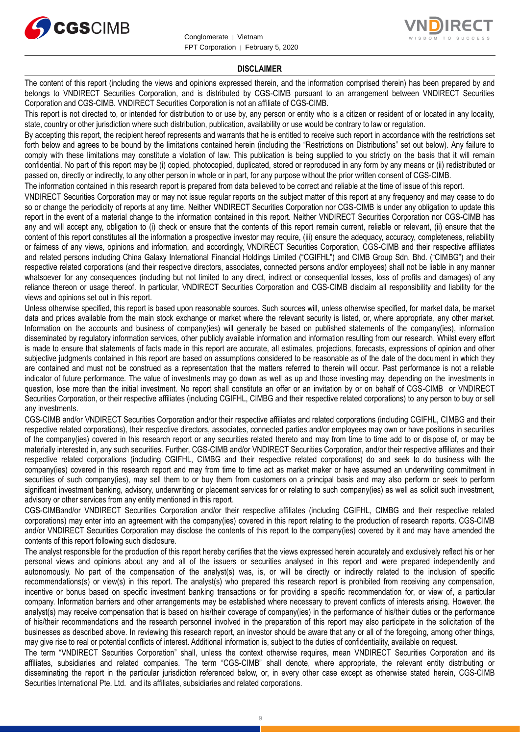## DISCLAIMER

The content of this report (including the views and opinions expressed therein, and the information comprised therein) has been prepared by and belongs to VNDIRECT Securities Corporation, and is distributed by CGS-CIMB pursuant to an arrangement between VNDIRECT Securities Corporation and CGS-CIMB. VNDIRECT Securities Corporation is not an affiliate of CGS-CIMB.

This report is not directed to, or intended for distribution to or use by, any person or entity who is a citizen or resident of or located in any locality, state, country or other jurisdiction where such distribution, publication, availability or use would be contrary to law or regulation.

By accepting this report, the recipient hereof represents and warrants that he is entitled to receive such report in accordance with the restrictions set forth below and agrees to be bound by the limitations contained herein (including the "Restrictions on Distributions" set out below). Any failure to comply with these limitations may constitute a violation of law. This publication is being supplied to you strictly on the basis that it will remain confidential. No part of this report may be (i) copied, photocopied, duplicated, stored or reproduced in any form by any means or (ii) redistributed or passed on, directly or indirectly, to any other person in whole or in part, for any purpose without the prior written consent of CGS-CIMB.

The information contained in this research report is prepared from data believed to be correct and reliable at the time of issue of this report.

VNDIRECT Securities Corporation may or may not issue regular reports on the subject matter of this report at any frequency and may cease to do so or change the periodicity of reports at any time. Neither VNDIRECT Securities Corporation nor CGS-CIMB is under any obligation to update this report in the event of a material change to the information contained in this report. Neither VNDIRECT Securities Corporation nor CGS-CIMB has any and will accept any, obligation to (i) check or ensure that the contents of this report remain current, reliable or relevant, (ii) ensure that the content of this report constitutes all the information a prospective investor may require, (iii) ensure the adequacy, accuracy, completeness, reliability or fairness of any views, opinions and information, and accordingly, VNDIRECT Securities Corporation, CGS-CIMB and their respective affiliates and related persons including China Galaxy International Financial Holdings Limited ("CGIFHL") and CIMB Group Sdn. Bhd. ("CIMBG") and their respective related corporations (and their respective directors, associates, connected persons and/or employees) shall not be liable in any manner whatsoever for any consequences (including but not limited to any direct, indirect or consequential losses, loss of profits and damages) of any reliance thereon or usage thereof. In particular, VNDIRECT Securities Corporation and CGS-CIMB disclaim all responsibility and liability for the views and opinions set out in this report.

Unless otherwise specified, this report is based upon reasonable sources. Such sources will, unless otherwise specified, for market data, be market data and prices available from the main stock exchange or market where the relevant security is listed, or, where appropriate, any other market. Information on the accounts and business of company(ies) will generally be based on published statements of the company(ies), information disseminated by regulatory information services, other publicly available information and information resulting from our research. Whilst every effort is made to ensure that statements of facts made in this report are accurate, all estimates, projections, forecasts, expressions of opinion and other subjective judgments contained in this report are based on assumptions considered to be reasonable as of the date of the document in which they are contained and must not be construed as a representation that the matters referred to therein will occur. Past performance is not a reliable indicator of future performance. The value of investments may go down as well as up and those investing may, depending on the investments in question, lose more than the initial investment. No report shall constitute an offer or an invitation by or on behalf of CGS-CIMB or VNDIRECT Securities Corporation, or their respective affiliates (including CGIFHL, CIMBG and their respective related corporations) to any person to buy or sell any investments.

CGS-CIMB and/or VNDIRECT Securities Corporation and/or their respective affiliates and related corporations (including CGIFHL, CIMBG and their respective related corporations), their respective directors, associates, connected parties and/or employees may own or have positions in securities of the company(ies) covered in this research report or any securities related thereto and may from time to time add to or dispose of, or may be materially interested in, any such securities. Further, CGS-CIMB and/or VNDIRECT Securities Corporation, and/or their respective affiliates and their respective related corporations (including CGIFHL, CIMBG and their respective related corporations) do and seek to do business with the company(ies) covered in this research report and may from time to time act as market maker or have assumed an underwriting commitment in securities of such company(ies), may sell them to or buy them from customers on a principal basis and may also perform or seek to perform significant investment banking, advisory, underwriting or placement services for or relating to such company(ies) as well as solicit such investment, advisory or other services from any entity mentioned in this report.

CGS-CIMBand/or VNDIRECT Securities Corporation and/or their respective affiliates (including CGIFHL, CIMBG and their respective related corporations) may enter into an agreement with the company(ies) covered in this report relating to the production of research reports. CGS-CIMB and/or VNDIRECT Securities Corporation may disclose the contents of this report to the company(ies) covered by it and may have amended the contents of this report following such disclosure.

The analyst responsible for the production of this report hereby certifies that the views expressed herein accurately and exclusively reflect his or her personal views and opinions about any and all of the issuers or securities analysed in this report and were prepared independently and autonomously. No part of the compensation of the analyst(s) was, is, or will be directly or indirectly related to the inclusion of specific recommendations(s) or view(s) in this report. The analyst(s) who prepared this research report is prohibited from receiving any compensation, incentive or bonus based on specific investment banking transactions or for providing a specific recommendation for, or view of, a particular company. Information barriers and other arrangements may be established where necessary to prevent conflicts of interests arising. However, the analyst(s) may receive compensation that is based on his/their coverage of company(ies) in the performance of his/their duties or the performance of his/their recommendations and the research personnel involved in the preparation of this report may also participate in the solicitation of the businesses as described above. In reviewing this research report, an investor should be aware that any or all of the foregoing, among other things, may give rise to real or potential conflicts of interest. Additional information is, subject to the duties of confidentiality, available on request.

The term "VNDIRECT Securities Corporation" shall, unless the context otherwise requires, mean VNDIRECT Securities Corporation and its affiliates, subsidiaries and related companies. The term "CGS-CIMB" shall denote, where appropriate, the relevant entity distributing or disseminating the report in the particular jurisdiction referenced below, or, in every other case except as otherwise stated herein, CGS-CIMB Securities International Pte. Ltd. and its affiliates, subsidiaries and related corporations.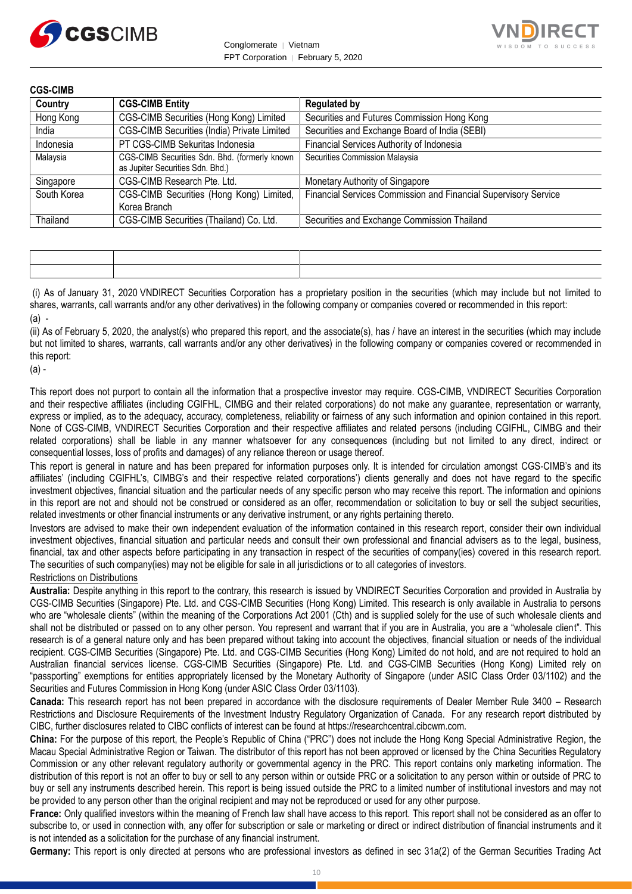**CGS-CIMB**

| Country | CGS-CIMB Entity | Regulated by |
|---|---|---|
| Hong Kong | CGS-CIMB Securities (Hong Kong) Limited | Securities and Futures Commission Hong Kong |
| India | CGS-CIMB Securities (India) Private Limited | Securities and Exchange Board of India (SEBI) |
| Indonesia | PT CGS-CIMB Sekuritas Indonesia | Financial Services Authority of Indonesia |
| Malaysia | CGS-CIMB Securities Sdn. Bhd. (formerly known as Jupiter Securities Sdn. Bhd.) | Securities Commission Malaysia |
| Singapore | CGS-CIMB Research Pte. Ltd. | Monetary Authority of Singapore |
| South Korea | CGS-CIMB Securities (Hong Kong) Limited, Korea Branch | Financial Services Commission and Financial Supervisory Service |
| Thailand | CGS-CIMB Securities (Thailand) Co. Ltd. | Securities and Exchange Commission Thailand |

(i) As of January 31, 2020 VNDIRECT Securities Corporation has a proprietary position in the securities (which may include but not limited to shares, warrants, call warrants and/or any other derivatives) in the following company or companies covered or recommended in this report:

(a) -

(ii) As of February 5, 2020, the analyst(s) who prepared this report, and the associate(s), has / have an interest in the securities (which may include but not limited to shares, warrants, call warrants and/or any other derivatives) in the following company or companies covered or recommended in this report:

(a) -

This report does not purport to contain all the information that a prospective investor may require. CGS-CIMB, VNDIRECT Securities Corporation and their respective affiliates (including CGIFHL, CIMBG and their related corporations) do not make any guarantee, representation or warranty, express or implied, as to the adequacy, accuracy, completeness, reliability or fairness of any such information and opinion contained in this report. None of CGS-CIMB, VNDIRECT Securities Corporation and their respective affiliates and related persons (including CGIFHL, CIMBG and their related corporations) shall be liable in any manner whatsoever for any consequences (including but not limited to any direct, indirect or consequential losses, loss of profits and damages) of any reliance thereon or usage thereof.

This report is general in nature and has been prepared for information purposes only. It is intended for circulation amongst CGS-CIMB's and its affiliates' (including CGIFHL's, CIMBG's and their respective related corporations') clients generally and does not have regard to the specific investment objectives, financial situation and the particular needs of any specific person who may receive this report. The information and opinions in this report are not and should not be construed or considered as an offer, recommendation or solicitation to buy or sell the subject securities, related investments or other financial instruments or any derivative instrument, or any rights pertaining thereto.

Investors are advised to make their own independent evaluation of the information contained in this research report, consider their own individual investment objectives, financial situation and particular needs and consult their own professional and financial advisers as to the legal, business, financial, tax and other aspects before participating in any transaction in respect of the securities of company(ies) covered in this research report. The securities of such company(ies) may not be eligible for sale in all jurisdictions or to all categories of investors.

Restrictions on Distributions

**Australia:** Despite anything in this report to the contrary, this research is issued by VNDIRECT Securities Corporation and provided in Australia by CGS-CIMB Securities (Singapore) Pte. Ltd. and CGS-CIMB Securities (Hong Kong) Limited. This research is only available in Australia to persons who are "wholesale clients" (within the meaning of the Corporations Act 2001 (Cth) and is supplied solely for the use of such wholesale clients and shall not be distributed or passed on to any other person. You represent and warrant that if you are in Australia, you are a "wholesale client". This research is of a general nature only and has been prepared without taking into account the objectives, financial situation or needs of the individual recipient. CGS-CIMB Securities (Singapore) Pte. Ltd. and CGS-CIMB Securities (Hong Kong) Limited do not hold, and are not required to hold an Australian financial services license. CGS-CIMB Securities (Singapore) Pte. Ltd. and CGS-CIMB Securities (Hong Kong) Limited rely on "passporting" exemptions for entities appropriately licensed by the Monetary Authority of Singapore (under ASIC Class Order 03/1102) and the Securities and Futures Commission in Hong Kong (under ASIC Class Order 03/1103).

**Canada:** This research report has not been prepared in accordance with the disclosure requirements of Dealer Member Rule 3400 – Research Restrictions and Disclosure Requirements of the Investment Industry Regulatory Organization of Canada. For any research report distributed by CIBC, further disclosures related to CIBC conflicts of interest can be found at https://researchcentral.cibcwm.com.

**China:** For the purpose of this report, the People's Republic of China ("PRC") does not include the Hong Kong Special Administrative Region, the Macau Special Administrative Region or Taiwan. The distributor of this report has not been approved or licensed by the China Securities Regulatory Commission or any other relevant regulatory authority or governmental agency in the PRC. This report contains only marketing information. The distribution of this report is not an offer to buy or sell to any person within or outside PRC or a solicitation to any person within or outside of PRC to buy or sell any instruments described herein. This report is being issued outside the PRC to a limited number of institutional investors and may not be provided to any person other than the original recipient and may not be reproduced or used for any other purpose.

**France:** Only qualified investors within the meaning of French law shall have access to this report. This report shall not be considered as an offer to subscribe to, or used in connection with, any offer for subscription or sale or marketing or direct or indirect distribution of financial instruments and it is not intended as a solicitation for the purchase of any financial instrument.

**Germany:** This report is only directed at persons who are professional investors as defined in sec 31a(2) of the German Securities Trading Act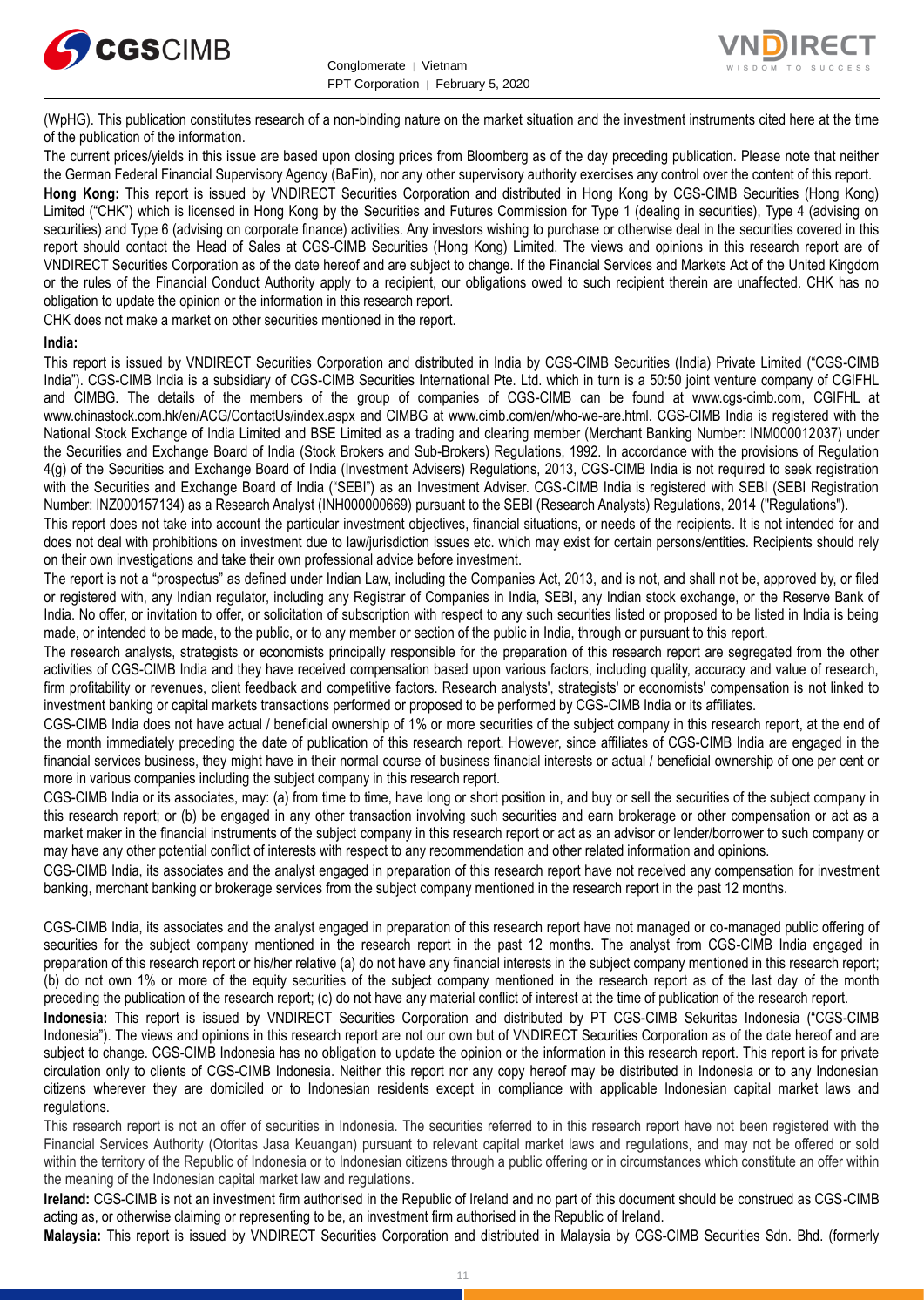(WpHG). This publication constitutes research of a non-binding nature on the market situation and the investment instruments cited here at the time of the publication of the information.

The current prices/yields in this issue are based upon closing prices from Bloomberg as of the day preceding publication. Please note that neither the German Federal Financial Supervisory Agency (BaFin), nor any other supervisory authority exercises any control over the content of this report.

**Hong Kong:** This report is issued by VNDIRECT Securities Corporation and distributed in Hong Kong by CGS-CIMB Securities (Hong Kong) Limited ("CHK") which is licensed in Hong Kong by the Securities and Futures Commission for Type 1 (dealing in securities), Type 4 (advising on securities) and Type 6 (advising on corporate finance) activities. Any investors wishing to purchase or otherwise deal in the securities covered in this report should contact the Head of Sales at CGS-CIMB Securities (Hong Kong) Limited. The views and opinions in this research report are of VNDIRECT Securities Corporation as of the date hereof and are subject to change. If the Financial Services and Markets Act of the United Kingdom or the rules of the Financial Conduct Authority apply to a recipient, our obligations owed to such recipient therein are unaffected. CHK has no obligation to update the opinion or the information in this research report.

CHK does not make a market on other securities mentioned in the report.

**India:**

This report is issued by VNDIRECT Securities Corporation and distributed in India by CGS-CIMB Securities (India) Private Limited ("CGS-CIMB India"). CGS-CIMB India is a subsidiary of CGS-CIMB Securities International Pte. Ltd. which in turn is a 50:50 joint venture company of CGIFHL and CIMBG. The details of the members of the group of companies of CGS-CIMB can be found at www.cgs-cimb.com, CGIFHL at www.chinastock.com.hk/en/ACG/ContactUs/index.aspx and CIMBG at www.cimb.com/en/who-we-are.html. CGS-CIMB India is registered with the National Stock Exchange of India Limited and BSE Limited as a trading and clearing member (Merchant Banking Number: INM000012037) under the Securities and Exchange Board of India (Stock Brokers and Sub-Brokers) Regulations, 1992. In accordance with the provisions of Regulation 4(g) of the Securities and Exchange Board of India (Investment Advisers) Regulations, 2013, CGS-CIMB India is not required to seek registration with the Securities and Exchange Board of India ("SEBI") as an Investment Adviser. CGS-CIMB India is registered with SEBI (SEBI Registration Number: INZ000157134) as a Research Analyst (INH000000669) pursuant to the SEBI (Research Analysts) Regulations, 2014 ("Regulations").

This report does not take into account the particular investment objectives, financial situations, or needs of the recipients. It is not intended for and does not deal with prohibitions on investment due to law/jurisdiction issues etc. which may exist for certain persons/entities. Recipients should rely on their own investigations and take their own professional advice before investment.

The report is not a "prospectus" as defined under Indian Law, including the Companies Act, 2013, and is not, and shall not be, approved by, or filed or registered with, any Indian regulator, including any Registrar of Companies in India, SEBI, any Indian stock exchange, or the Reserve Bank of India. No offer, or invitation to offer, or solicitation of subscription with respect to any such securities listed or proposed to be listed in India is being made, or intended to be made, to the public, or to any member or section of the public in India, through or pursuant to this report.

The research analysts, strategists or economists principally responsible for the preparation of this research report are segregated from the other activities of CGS-CIMB India and they have received compensation based upon various factors, including quality, accuracy and value of research, firm profitability or revenues, client feedback and competitive factors. Research analysts', strategists' or economists' compensation is not linked to investment banking or capital markets transactions performed or proposed to be performed by CGS-CIMB India or its affiliates.

CGS-CIMB India does not have actual / beneficial ownership of 1% or more securities of the subject company in this research report, at the end of the month immediately preceding the date of publication of this research report. However, since affiliates of CGS-CIMB India are engaged in the financial services business, they might have in their normal course of business financial interests or actual / beneficial ownership of one per cent or more in various companies including the subject company in this research report.

CGS-CIMB India or its associates, may: (a) from time to time, have long or short position in, and buy or sell the securities of the subject company in this research report; or (b) be engaged in any other transaction involving such securities and earn brokerage or other compensation or act as a market maker in the financial instruments of the subject company in this research report or act as an advisor or lender/borrower to such company or may have any other potential conflict of interests with respect to any recommendation and other related information and opinions.

CGS-CIMB India, its associates and the analyst engaged in preparation of this research report have not received any compensation for investment banking, merchant banking or brokerage services from the subject company mentioned in the research report in the past 12 months.

CGS-CIMB India, its associates and the analyst engaged in preparation of this research report have not managed or co-managed public offering of securities for the subject company mentioned in the research report in the past 12 months. The analyst from CGS-CIMB India engaged in preparation of this research report or his/her relative (a) do not have any financial interests in the subject company mentioned in this research report; (b) do not own 1% or more of the equity securities of the subject company mentioned in the research report as of the last day of the month preceding the publication of the research report; (c) do not have any material conflict of interest at the time of publication of the research report.

**Indonesia:** This report is issued by VNDIRECT Securities Corporation and distributed by PT CGS-CIMB Sekuritas Indonesia ("CGS-CIMB Indonesia"). The views and opinions in this research report are not our own but of VNDIRECT Securities Corporation as of the date hereof and are subject to change. CGS-CIMB Indonesia has no obligation to update the opinion or the information in this research report. This report is for private circulation only to clients of CGS-CIMB Indonesia. Neither this report nor any copy hereof may be distributed in Indonesia or to any Indonesian citizens wherever they are domiciled or to Indonesian residents except in compliance with applicable Indonesian capital market laws and regulations.

This research report is not an offer of securities in Indonesia. The securities referred to in this research report have not been registered with the Financial Services Authority (Otoritas Jasa Keuangan) pursuant to relevant capital market laws and regulations, and may not be offered or sold within the territory of the Republic of Indonesia or to Indonesian citizens through a public offering or in circumstances which constitute an offer within the meaning of the Indonesian capital market law and regulations.

**Ireland:** CGS-CIMB is not an investment firm authorised in the Republic of Ireland and no part of this document should be construed as CGS-CIMB acting as, or otherwise claiming or representing to be, an investment firm authorised in the Republic of Ireland.

**Malaysia:** This report is issued by VNDIRECT Securities Corporation and distributed in Malaysia by CGS-CIMB Securities Sdn. Bhd. (formerly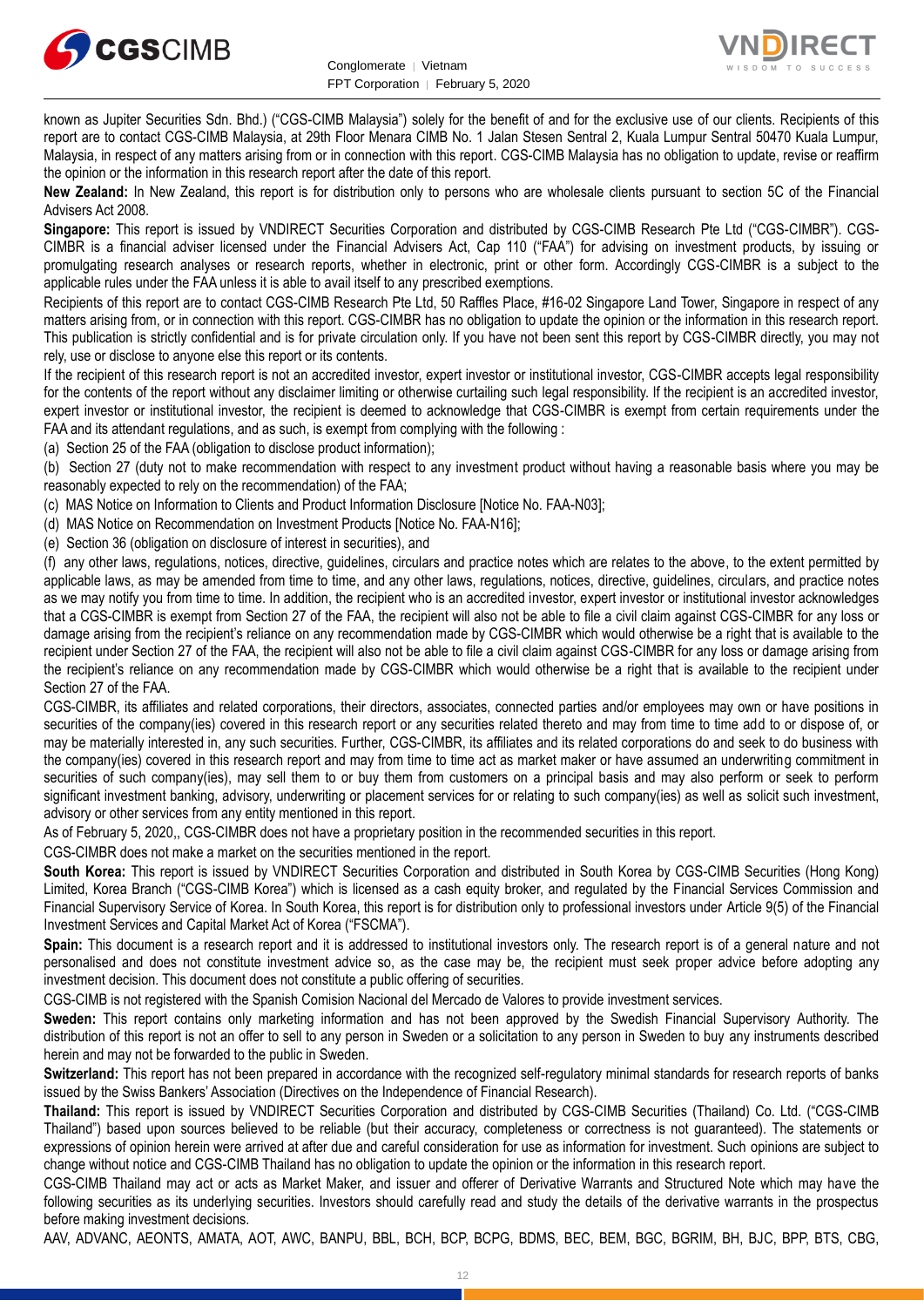known as Jupiter Securities Sdn. Bhd.) ("CGS-CIMB Malaysia") solely for the benefit of and for the exclusive use of our clients. Recipients of this report are to contact CGS-CIMB Malaysia, at 29th Floor Menara CIMB No. 1 Jalan Stesen Sentral 2, Kuala Lumpur Sentral 50470 Kuala Lumpur, Malaysia, in respect of any matters arising from or in connection with this report. CGS-CIMB Malaysia has no obligation to update, revise or reaffirm the opinion or the information in this research report after the date of this report.

**New Zealand:** In New Zealand, this report is for distribution only to persons who are wholesale clients pursuant to section 5C of the Financial Advisers Act 2008.

**Singapore:** This report is issued by VNDIRECT Securities Corporation and distributed by CGS-CIMB Research Pte Ltd ("CGS-CIMBR"). CGS-CIMBR is a financial adviser licensed under the Financial Advisers Act, Cap 110 ("FAA") for advising on investment products, by issuing or promulgating research analyses or research reports, whether in electronic, print or other form. Accordingly CGS-CIMBR is a subject to the applicable rules under the FAA unless it is able to avail itself to any prescribed exemptions.

Recipients of this report are to contact CGS-CIMB Research Pte Ltd, 50 Raffles Place, #16-02 Singapore Land Tower, Singapore in respect of any matters arising from, or in connection with this report. CGS-CIMBR has no obligation to update the opinion or the information in this research report. This publication is strictly confidential and is for private circulation only. If you have not been sent this report by CGS-CIMBR directly, you may not rely, use or disclose to anyone else this report or its contents.

If the recipient of this research report is not an accredited investor, expert investor or institutional investor, CGS-CIMBR accepts legal responsibility for the contents of the report without any disclaimer limiting or otherwise curtailing such legal responsibility. If the recipient is an accredited investor, expert investor or institutional investor, the recipient is deemed to acknowledge that CGS-CIMBR is exempt from certain requirements under the FAA and its attendant regulations, and as such, is exempt from complying with the following :

(a) Section 25 of the FAA (obligation to disclose product information);

(b) Section 27 (duty not to make recommendation with respect to any investment product without having a reasonable basis where you may be reasonably expected to rely on the recommendation) of the FAA;

(c) MAS Notice on Information to Clients and Product Information Disclosure [Notice No. FAA-N03];

(d) MAS Notice on Recommendation on Investment Products [Notice No. FAA-N16];

(e) Section 36 (obligation on disclosure of interest in securities), and

(f) any other laws, regulations, notices, directive, guidelines, circulars and practice notes which are relates to the above, to the extent permitted by applicable laws, as may be amended from time to time, and any other laws, regulations, notices, directive, guidelines, circulars, and practice notes as we may notify you from time to time. In addition, the recipient who is an accredited investor, expert investor or institutional investor acknowledges that a CGS-CIMBR is exempt from Section 27 of the FAA, the recipient will also not be able to file a civil claim against CGS-CIMBR for any loss or damage arising from the recipient's reliance on any recommendation made by CGS-CIMBR which would otherwise be a right that is available to the recipient under Section 27 of the FAA, the recipient will also not be able to file a civil claim against CGS-CIMBR for any loss or damage arising from the recipient's reliance on any recommendation made by CGS-CIMBR which would otherwise be a right that is available to the recipient under Section 27 of the FAA.

CGS-CIMBR, its affiliates and related corporations, their directors, associates, connected parties and/or employees may own or have positions in securities of the company(ies) covered in this research report or any securities related thereto and may from time to time add to or dispose of, or may be materially interested in, any such securities. Further, CGS-CIMBR, its affiliates and its related corporations do and seek to do business with the company(ies) covered in this research report and may from time to time act as market maker or have assumed an underwriting commitment in securities of such company(ies), may sell them to or buy them from customers on a principal basis and may also perform or seek to perform significant investment banking, advisory, underwriting or placement services for or relating to such company(ies) as well as solicit such investment, advisory or other services from any entity mentioned in this report.

As of February 5, 2020,, CGS-CIMBR does not have a proprietary position in the recommended securities in this report.

CGS-CIMBR does not make a market on the securities mentioned in the report.

**South Korea:** This report is issued by VNDIRECT Securities Corporation and distributed in South Korea by CGS-CIMB Securities (Hong Kong) Limited, Korea Branch ("CGS-CIMB Korea") which is licensed as a cash equity broker, and regulated by the Financial Services Commission and Financial Supervisory Service of Korea. In South Korea, this report is for distribution only to professional investors under Article 9(5) of the Financial Investment Services and Capital Market Act of Korea ("FSCMA").

**Spain:** This document is a research report and it is addressed to institutional investors only. The research report is of a general nature and not personalised and does not constitute investment advice so, as the case may be, the recipient must seek proper advice before adopting any investment decision. This document does not constitute a public offering of securities.

CGS-CIMB is not registered with the Spanish Comision Nacional del Mercado de Valores to provide investment services.

**Sweden:** This report contains only marketing information and has not been approved by the Swedish Financial Supervisory Authority. The distribution of this report is not an offer to sell to any person in Sweden or a solicitation to any person in Sweden to buy any instruments described herein and may not be forwarded to the public in Sweden.

**Switzerland:** This report has not been prepared in accordance with the recognized self-regulatory minimal standards for research reports of banks issued by the Swiss Bankers' Association (Directives on the Independence of Financial Research).

**Thailand:** This report is issued by VNDIRECT Securities Corporation and distributed by CGS-CIMB Securities (Thailand) Co. Ltd. ("CGS-CIMB Thailand") based upon sources believed to be reliable (but their accuracy, completeness or correctness is not guaranteed). The statements or expressions of opinion herein were arrived at after due and careful consideration for use as information for investment. Such opinions are subject to change without notice and CGS-CIMB Thailand has no obligation to update the opinion or the information in this research report.

CGS-CIMB Thailand may act or acts as Market Maker, and issuer and offerer of Derivative Warrants and Structured Note which may have the following securities as its underlying securities. Investors should carefully read and study the details of the derivative warrants in the prospectus before making investment decisions.

AAV, ADVANC, AEONTS, AMATA, AOT, AWC, BANPU, BBL, BCH, BCP, BCPG, BDMS, BEC, BEM, BGC, BGRIM, BH, BJC, BPP, BTS, CBG,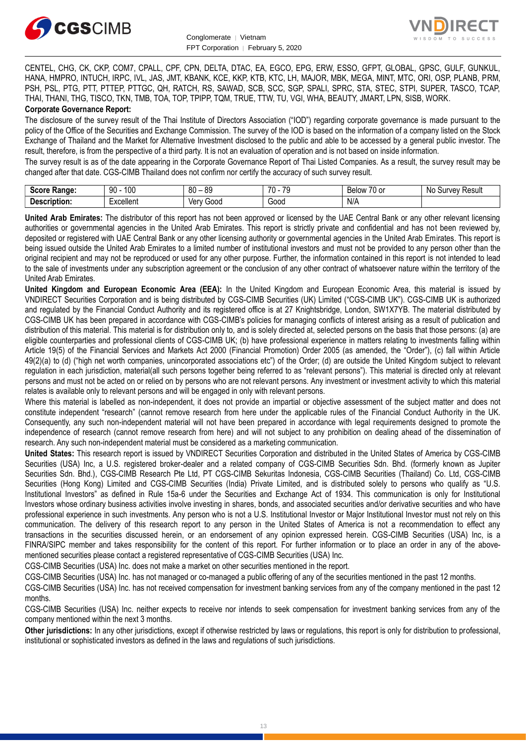CENTEL, CHG, CK, CKP, COM7, CPALL, CPF, CPN, DELTA, DTAC, EA, EGCO, EPG, ERW, ESSO, GFPT, GLOBAL, GPSC, GULF, GUNKUL, HANA, HMPRO, INTUCH, IRPC, IVL, JAS, JMT, KBANK, KCE, KKP, KTB, KTC, LH, MAJOR, MBK, MEGA, MINT, MTC, ORI, OSP, PLANB, PRM, PSH, PSL, PTG, PTT, PTTEP, PTTGC, QH, RATCH, RS, SAWAD, SCB, SCC, SGP, SPALI, SPRC, STA, STEC, STPI, SUPER, TASCO, TCAP, THAI, THANI, THG, TISCO, TKN, TMB, TOA, TOP, TPIPP, TQM, TRUE, TTW, TU, VGI, WHA, BEAUTY, JMART, LPN, SISB, WORK.

**Corporate Governance Report:**

The disclosure of the survey result of the Thai Institute of Directors Association ("IOD") regarding corporate governance is made pursuant to the policy of the Office of the Securities and Exchange Commission. The survey of the IOD is based on the information of a company listed on the Stock Exchange of Thailand and the Market for Alternative Investment disclosed to the public and able to be accessed by a general public investor. The result, therefore, is from the perspective of a third party. It is not an evaluation of operation and is not based on inside information.

The survey result is as of the date appearing in the Corporate Governance Report of Thai Listed Companies. As a result, the survey result may be changed after that date. CGS-CIMB Thailand does not confirm nor certify the accuracy of such survey result.

| **Score Range:** | 90 - 100 | 80 – 89 | 70 - 79 | Below 70 or | No Survey Result |
|---|---|---|---|---|---|
| **Description:** | Excellent | Very Good | Good | N/A | |

**United Arab Emirates:** The distributor of this report has not been approved or licensed by the UAE Central Bank or any other relevant licensing authorities or governmental agencies in the United Arab Emirates. This report is strictly private and confidential and has not been reviewed by, deposited or registered with UAE Central Bank or any other licensing authority or governmental agencies in the United Arab Emirates. This report is being issued outside the United Arab Emirates to a limited number of institutional investors and must not be provided to any person other than the original recipient and may not be reproduced or used for any other purpose. Further, the information contained in this report is not intended to lead to the sale of investments under any subscription agreement or the conclusion of any other contract of whatsoever nature within the territory of the United Arab Emirates.

**United Kingdom and European Economic Area (EEA):** In the United Kingdom and European Economic Area, this material is issued by VNDIRECT Securities Corporation and is being distributed by CGS-CIMB Securities (UK) Limited ("CGS-CIMB UK"). CGS-CIMB UK is authorized and regulated by the Financial Conduct Authority and its registered office is at 27 Knightsbridge, London, SW1X7YB. The material distributed by CGS-CIMB UK has been prepared in accordance with CGS-CIMB's policies for managing conflicts of interest arising as a result of publication and distribution of this material. This material is for distribution only to, and is solely directed at, selected persons on the basis that those persons: (a) are eligible counterparties and professional clients of CGS-CIMB UK; (b) have professional experience in matters relating to investments falling within Article 19(5) of the Financial Services and Markets Act 2000 (Financial Promotion) Order 2005 (as amended, the "Order"), (c) fall within Article 49(2)(a) to (d) ("high net worth companies, unincorporated associations etc") of the Order; (d) are outside the United Kingdom subject to relevant regulation in each jurisdiction, material(all such persons together being referred to as "relevant persons"). This material is directed only at relevant persons and must not be acted on or relied on by persons who are not relevant persons. Any investment or investment activity to which this material relates is available only to relevant persons and will be engaged in only with relevant persons.

Where this material is labelled as non-independent, it does not provide an impartial or objective assessment of the subject matter and does not constitute independent "research" (cannot remove research from here under the applicable rules of the Financial Conduct Authority in the UK. Consequently, any such non-independent material will not have been prepared in accordance with legal requirements designed to promote the independence of research (cannot remove research from here) and will not subject to any prohibition on dealing ahead of the dissemination of research. Any such non-independent material must be considered as a marketing communication.

**United States:** This research report is issued by VNDIRECT Securities Corporation and distributed in the United States of America by CGS-CIMB Securities (USA) Inc, a U.S. registered broker-dealer and a related company of CGS-CIMB Securities Sdn. Bhd. (formerly known as Jupiter Securities Sdn. Bhd.), CGS-CIMB Research Pte Ltd, PT CGS-CIMB Sekuritas Indonesia, CGS-CIMB Securities (Thailand) Co. Ltd, CGS-CIMB Securities (Hong Kong) Limited and CGS-CIMB Securities (India) Private Limited, and is distributed solely to persons who qualify as "U.S. Institutional Investors" as defined in Rule 15a-6 under the Securities and Exchange Act of 1934. This communication is only for Institutional Investors whose ordinary business activities involve investing in shares, bonds, and associated securities and/or derivative securities and who have professional experience in such investments. Any person who is not a U.S. Institutional Investor or Major Institutional Investor must not rely on this communication. The delivery of this research report to any person in the United States of America is not a recommendation to effect any transactions in the securities discussed herein, or an endorsement of any opinion expressed herein. CGS-CIMB Securities (USA) Inc, is a FINRA/SIPC member and takes responsibility for the content of this report. For further information or to place an order in any of the above-mentioned securities please contact a registered representative of CGS-CIMB Securities (USA) Inc.

CGS-CIMB Securities (USA) Inc. does not make a market on other securities mentioned in the report.

CGS-CIMB Securities (USA) Inc. has not managed or co-managed a public offering of any of the securities mentioned in the past 12 months.

CGS-CIMB Securities (USA) Inc. has not received compensation for investment banking services from any of the company mentioned in the past 12 months.

CGS-CIMB Securities (USA) Inc. neither expects to receive nor intends to seek compensation for investment banking services from any of the company mentioned within the next 3 months.

**Other jurisdictions:** In any other jurisdictions, except if otherwise restricted by laws or regulations, this report is only for distribution to professional, institutional or sophisticated investors as defined in the laws and regulations of such jurisdictions.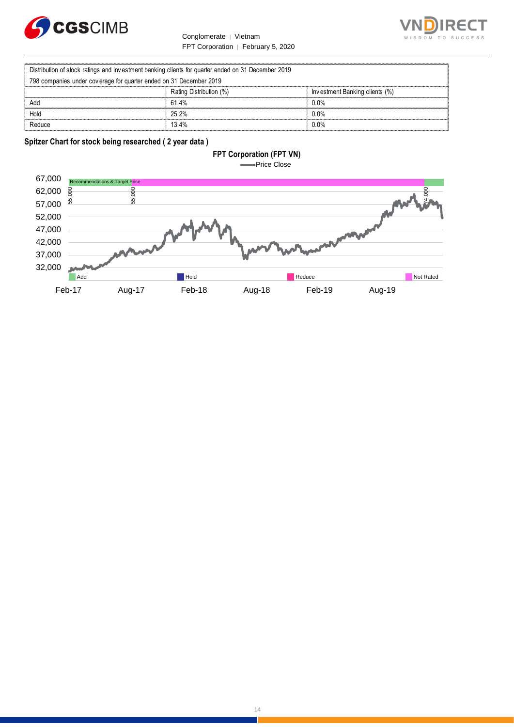| Distribution of stock ratings and investment banking clients for quarter ended on 31 December 2019 | | |
|---|---|---|
| 798 companies under coverage for quarter ended on 31 December 2019 | | |
| | Rating Distribution (%) | Investment Banking clients (%) |
| Add | 61.4% | 0.0% |
| Hold | 25.2% | 0.0% |
| Reduce | 13.4% | 0.0% |

**Spitzer Chart for stock being researched ( 2 year data )**

**FPT Corporation (FPT VN)**

Price Close

Recommendations & Target Price

55,000 55,000 74,000

67,000
62,000
57,000
52,000
47,000
42,000
37,000
32,000

Add Hold Reduce Not Rated

Feb-17 Aug-17 Feb-18 Aug-18 Feb-19 Aug-19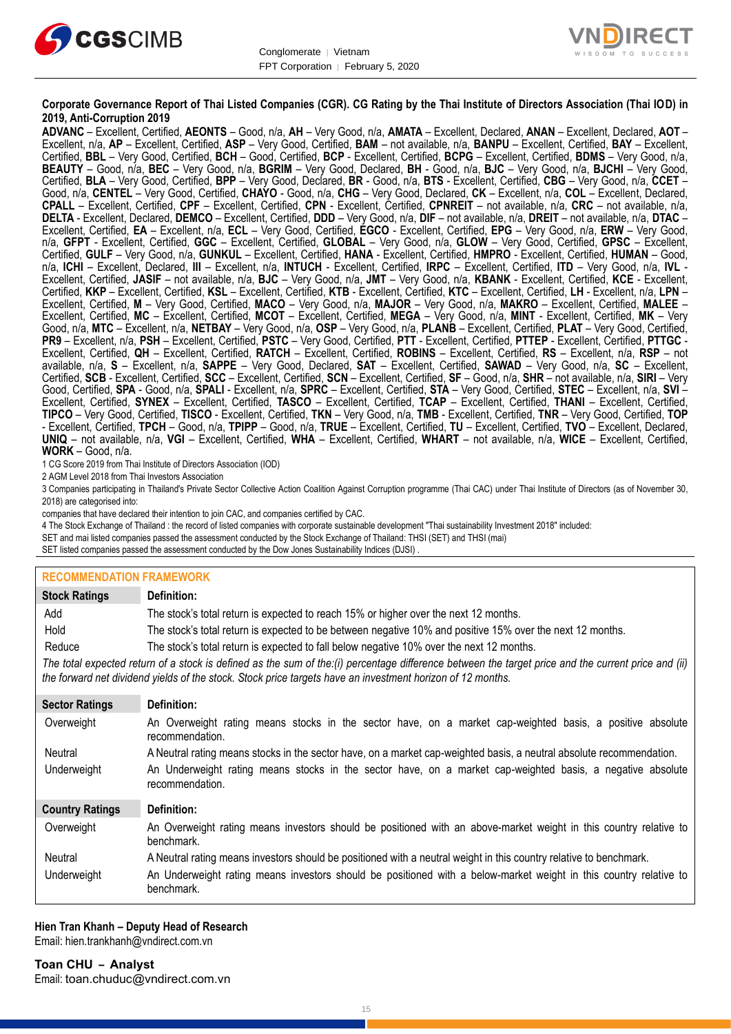**Corporate Governance Report of Thai Listed Companies (CGR). CG Rating by the Thai Institute of Directors Association (Thai IOD) in 2019, Anti-Corruption 2019**

**ADVANC** – Excellent, Certified, **AEONTS** – Good, n/a, **AH** – Very Good, n/a, **AMATA** – Excellent, Declared, **ANAN** – Excellent, Declared, **AOT** – Excellent, n/a, **AP** – Excellent, Certified, **ASP** – Very Good, Certified, **BAM** – not available, n/a, **BANPU** – Excellent, Certified, **BAY** – Excellent, Certified, **BBL** – Very Good, Certified, **BCH** – Good, Certified, **BCP** - Excellent, Certified, **BCPG** – Excellent, Certified, **BDMS** – Very Good, n/a, **BEAUTY** – Good, n/a, **BEC** – Very Good, n/a, **BGRIM** – Very Good, Declared, **BH** - Good, n/a, **BJC** – Very Good, n/a, **BJCHI** – Very Good, Certified, **BLA** – Very Good, Certified, **BPP** – Very Good, Declared, **BR** - Good, n/a, **BTS** - Excellent, Certified, **CBG** – Very Good, n/a, **CCET** – Good, n/a, **CENTEL** – Very Good, Certified, **CHAYO** - Good, n/a, **CHG** – Very Good, Declared, **CK** – Excellent, n/a, **COL** – Excellent, Declared, **CPALL** – Excellent, Certified, **CPF** – Excellent, Certified, **CPN** - Excellent, Certified, **CPNREIT** – not available, n/a, **CRC** – not available, n/a, **DELTA** - Excellent, Declared, **DEMCO** – Excellent, Certified, **DDD** – Very Good, n/a, **DIF** – not available, n/a, **DREIT** – not available, n/a, **DTAC** – Excellent, Certified, **EA** – Excellent, n/a, **ECL** – Very Good, Certified, **EGCO** - Excellent, Certified, **EPG** – Very Good, n/a, **ERW** – Very Good, n/a, **GFPT** - Excellent, Certified, **GGC** – Excellent, Certified, **GLOBAL** – Very Good, n/a, **GLOW** – Very Good, Certified, **GPSC** – Excellent, Certified, **GULF** – Very Good, n/a, **GUNKUL** – Excellent, Certified, **HANA** - Excellent, Certified, **HMPRO** - Excellent, Certified, **HUMAN** – Good, n/a, **ICHI** – Excellent, Declared, **III** – Excellent, n/a, **INTUCH** - Excellent, Certified, **IRPC** – Excellent, Certified, **ITD** – Very Good, n/a, **IVL** - Excellent, Certified, **JASIF** – not available, n/a, **BJC** – Very Good, n/a, **JMT** – Very Good, n/a, **KBANK** - Excellent, Certified, **KCE** - Excellent, Certified, **KKP** – Excellent, Certified, **KSL** – Excellent, Certified, **KTB** - Excellent, Certified, **KTC** – Excellent, Certified, **LH** - Excellent, n/a, **LPN** – Excellent, Certified, **M** – Very Good, Certified, **MACO** – Very Good, n/a, **MAJOR** – Very Good, n/a, **MAKRO** – Excellent, Certified, **MALEE** – Excellent, Certified, **MC** – Excellent, Certified, **MCOT** – Excellent, Certified, **MEGA** – Very Good, n/a, **MINT** - Excellent, Certified, **MK** – Very Good, n/a, **MTC** – Excellent, n/a, **NETBAY** – Very Good, n/a, **OSP** – Very Good, n/a, **PLANB** – Excellent, Certified, **PLAT** – Very Good, Certified, **PR9** – Excellent, n/a, **PSH** – Excellent, Certified, **PSTC** – Very Good, Certified, **PTT** - Excellent, Certified, **PTTEP** - Excellent, Certified, **PTTGC** - Excellent, Certified, **QH** – Excellent, Certified, **RATCH** – Excellent, Certified, **ROBINS** – Excellent, Certified, **RS** – Excellent, n/a, **RSP** – not available, n/a, **S** – Excellent, n/a, **SAPPE** – Very Good, Declared, **SAT** – Excellent, Certified, **SAWAD** – Very Good, n/a, **SC** – Excellent, Certified, **SCB** - Excellent, Certified, **SCC** – Excellent, Certified, **SCN** – Excellent, Certified, **SF** – Good, n/a, **SHR** – not available, n/a, **SIRI** – Very Good, Certified, **SPA** - Good, n/a, **SPALI** - Excellent, n/a, **SPRC** – Excellent, Certified, **STA** – Very Good, Certified, **STEC** – Excellent, n/a, **SVI** – Excellent, Certified, **SYNEX** – Excellent, Certified, **TASCO** – Excellent, Certified, **TCAP** – Excellent, Certified, **THANI** – Excellent, Certified, **TIPCO** – Very Good, Certified, **TISCO** - Excellent, Certified, **TKN** – Very Good, n/a, **TMB** - Excellent, Certified, **TNR** – Very Good, Certified, **TOP** - Excellent, Certified, **TPCH** – Good, n/a, **TPIPP** – Good, n/a, **TRUE** – Excellent, Certified, **TU** – Excellent, Certified, **TVO** – Excellent, Declared, **UNIQ** – not available, n/a, **VGI** – Excellent, Certified, **WHA** – Excellent, Certified, **WHART** – not available, n/a, **WICE** – Excellent, Certified, **WORK** – Good, n/a.

1 CG Score 2019 from Thai Institute of Directors Association (IOD)

2 AGM Level 2018 from Thai Investors Association

3 Companies participating in Thailand's Private Sector Collective Action Coalition Against Corruption programme (Thai CAC) under Thai Institute of Directors (as of November 30, 2018) are categorised into:

companies that have declared their intention to join CAC, and companies certified by CAC.

4 The Stock Exchange of Thailand : the record of listed companies with corporate sustainable development "Thai sustainability Investment 2018" included:

SET and mai listed companies passed the assessment conducted by the Stock Exchange of Thailand: THSI (SET) and THSI (mai)

SET listed companies passed the assessment conducted by the Dow Jones Sustainability Indices (DJSI) .

## RECOMMENDATION FRAMEWORK

| Stock Ratings | Definition: |
|---|---|
| Add | The stock's total return is expected to reach 15% or higher over the next 12 months. |
| Hold | The stock's total return is expected to be between negative 10% and positive 15% over the next 12 months. |
| Reduce | The stock's total return is expected to fall below negative 10% over the next 12 months. |

*The total expected return of a stock is defined as the sum of the:(i) percentage difference between the target price and the current price and (ii) the forward net dividend yields of the stock. Stock price targets have an investment horizon of 12 months.*

| Sector Ratings | Definition: |
|---|---|
| Overweight | An Overweight rating means stocks in the sector have, on a market cap-weighted basis, a positive absolute recommendation. |
| Neutral | A Neutral rating means stocks in the sector have, on a market cap-weighted basis, a neutral absolute recommendation. |
| Underweight | An Underweight rating means stocks in the sector have, on a market cap-weighted basis, a negative absolute recommendation. |

| Country Ratings | Definition: |
|---|---|
| Overweight | An Overweight rating means investors should be positioned with an above-market weight in this country relative to benchmark. |
| Neutral | A Neutral rating means investors should be positioned with a neutral weight in this country relative to benchmark. |
| Underweight | An Underweight rating means investors should be positioned with a below-market weight in this country relative to benchmark. |

**Hien Tran Khanh – Deputy Head of Research**
Email: hien.trankhanh@vndirect.com.vn

**Toan CHU – Analyst**
Email: toan.chuduc@vndirect.com.vn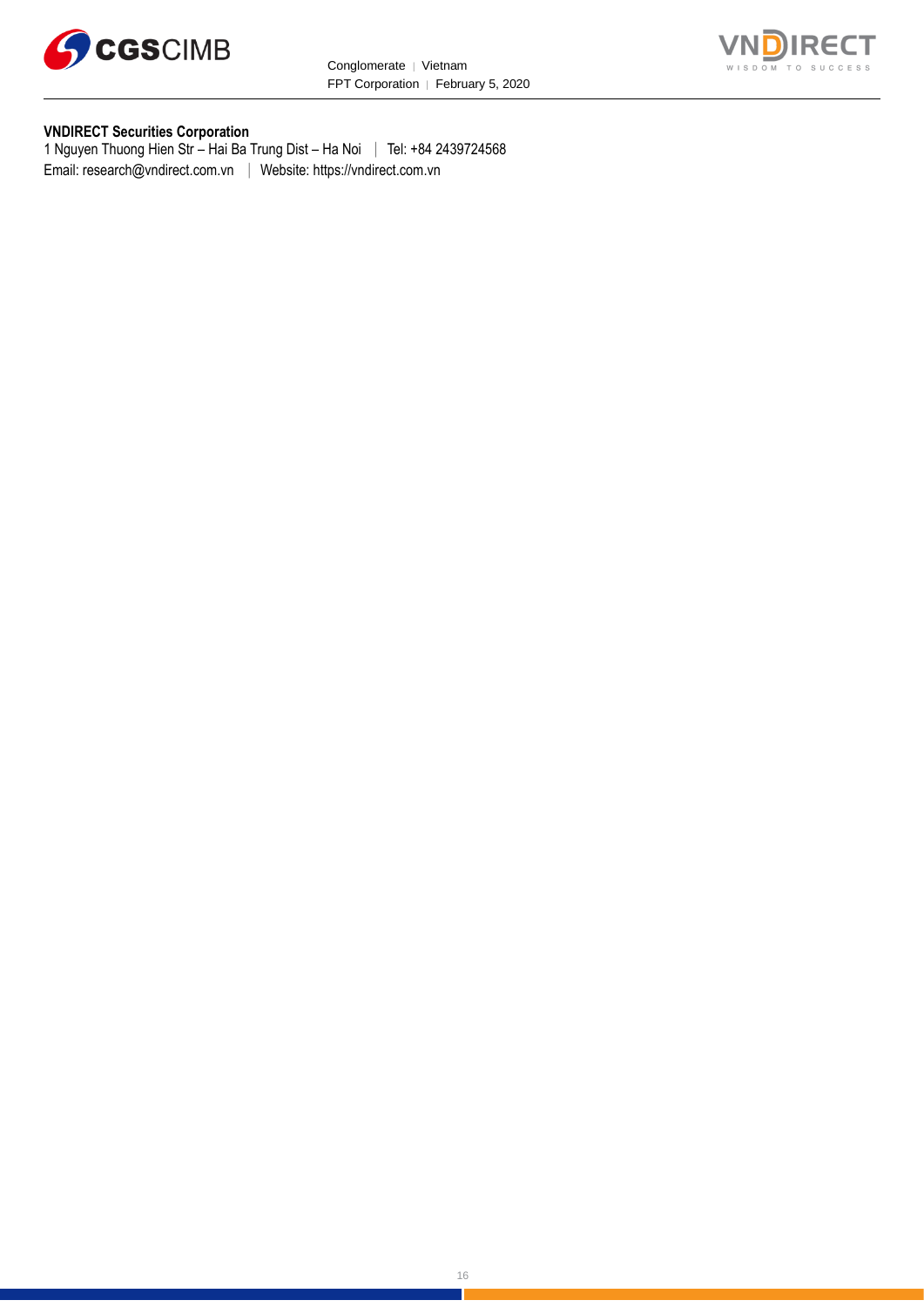**VNDIRECT Securities Corporation**

1 Nguyen Thuong Hien Str – Hai Ba Trung Dist – Ha Noi | Tel: +84 2439724568

Email: research@vndirect.com.vn | Website: https://vndirect.com.vn